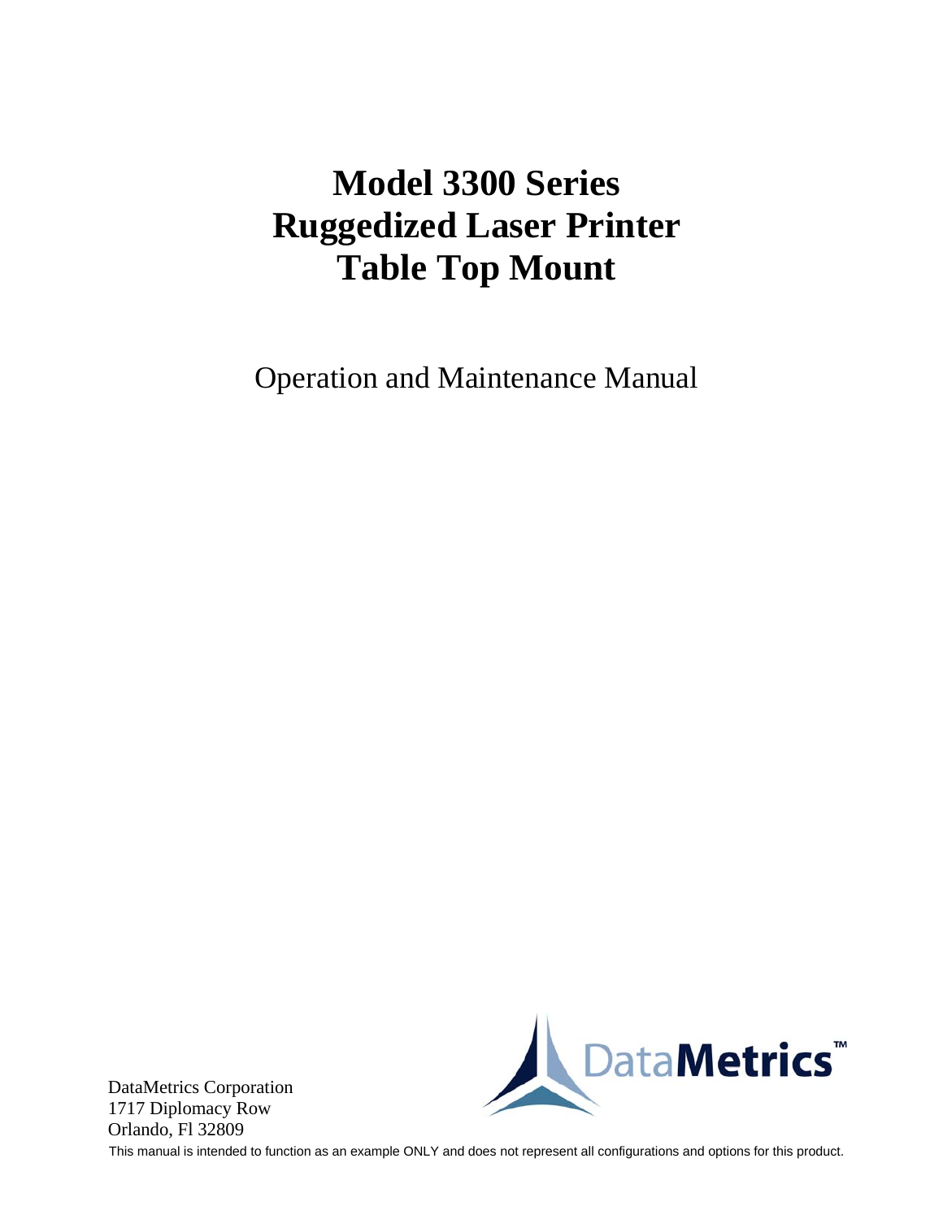# Model 3300 Series Ruggedized Laser Printer Table Top Mount

Operation and Maintenance Manual

DataMetrics Corporation
1717 Diplomacy Row
Orlando, Fl 32809

This manual is intended to function as an example ONLY and does not represent all configurations and options for this product.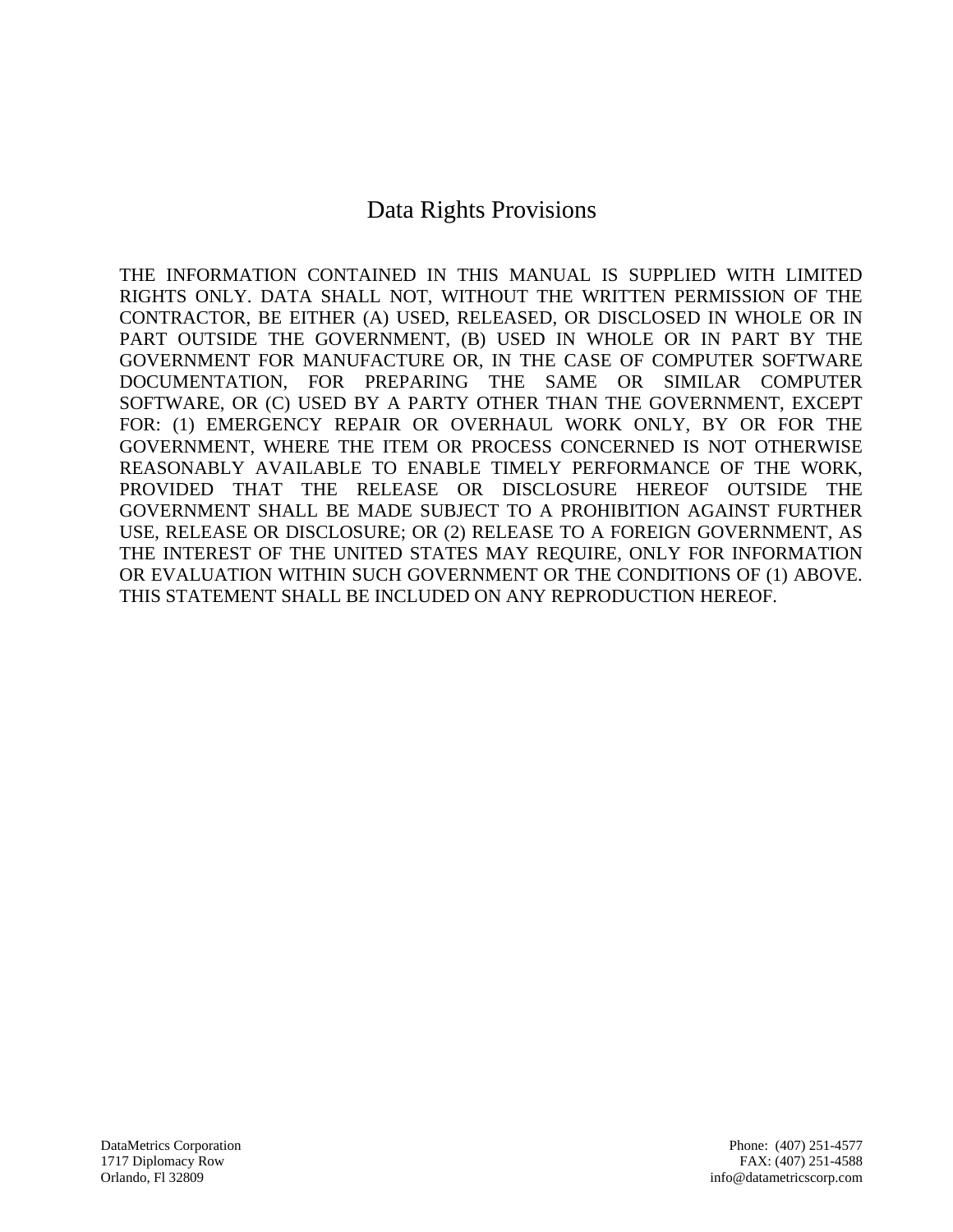# Data Rights Provisions

THE INFORMATION CONTAINED IN THIS MANUAL IS SUPPLIED WITH LIMITED RIGHTS ONLY. DATA SHALL NOT, WITHOUT THE WRITTEN PERMISSION OF THE CONTRACTOR, BE EITHER (A) USED, RELEASED, OR DISCLOSED IN WHOLE OR IN PART OUTSIDE THE GOVERNMENT, (B) USED IN WHOLE OR IN PART BY THE GOVERNMENT FOR MANUFACTURE OR, IN THE CASE OF COMPUTER SOFTWARE DOCUMENTATION, FOR PREPARING THE SAME OR SIMILAR COMPUTER SOFTWARE, OR (C) USED BY A PARTY OTHER THAN THE GOVERNMENT, EXCEPT FOR: (1) EMERGENCY REPAIR OR OVERHAUL WORK ONLY, BY OR FOR THE GOVERNMENT, WHERE THE ITEM OR PROCESS CONCERNED IS NOT OTHERWISE REASONABLY AVAILABLE TO ENABLE TIMELY PERFORMANCE OF THE WORK, PROVIDED THAT THE RELEASE OR DISCLOSURE HEREOF OUTSIDE THE GOVERNMENT SHALL BE MADE SUBJECT TO A PROHIBITION AGAINST FURTHER USE, RELEASE OR DISCLOSURE; OR (2) RELEASE TO A FOREIGN GOVERNMENT, AS THE INTEREST OF THE UNITED STATES MAY REQUIRE, ONLY FOR INFORMATION OR EVALUATION WITHIN SUCH GOVERNMENT OR THE CONDITIONS OF (1) ABOVE. THIS STATEMENT SHALL BE INCLUDED ON ANY REPRODUCTION HEREOF.

DataMetrics Corporation
1717 Diplomacy Row
Orlando, Fl 32809

Phone: (407) 251-4577
FAX: (407) 251-4588
info@datametricscorp.com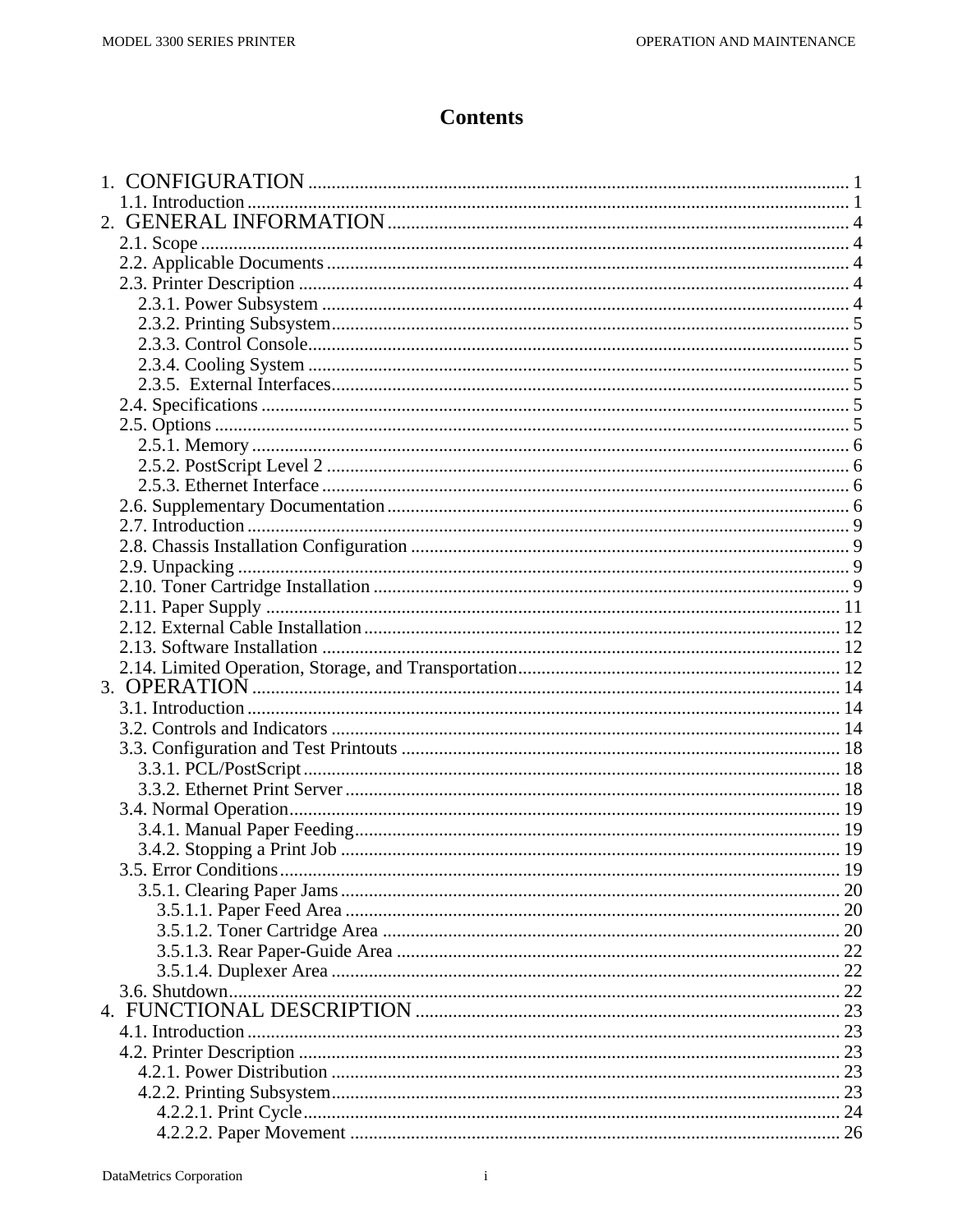# Contents

1. CONFIGURATION ............ 1
   - 1.1. Introduction ............ 1
2. GENERAL INFORMATION ............ 4
   - 2.1. Scope ............ 4
   - 2.2. Applicable Documents ............ 4
   - 2.3. Printer Description ............ 4
     - 2.3.1. Power Subsystem ............ 4
     - 2.3.2. Printing Subsystem ............ 5
     - 2.3.3. Control Console ............ 5
     - 2.3.4. Cooling System ............ 5
     - 2.3.5. External Interfaces ............ 5
   - 2.4. Specifications ............ 5
   - 2.5. Options ............ 5
     - 2.5.1. Memory ............ 6
     - 2.5.2. PostScript Level 2 ............ 6
     - 2.5.3. Ethernet Interface ............ 6
   - 2.6. Supplementary Documentation ............ 6
   - 2.7. Introduction ............ 9
   - 2.8. Chassis Installation Configuration ............ 9
   - 2.9. Unpacking ............ 9
   - 2.10. Toner Cartridge Installation ............ 9
   - 2.11. Paper Supply ............ 11
   - 2.12. External Cable Installation ............ 12
   - 2.13. Software Installation ............ 12
   - 2.14. Limited Operation, Storage, and Transportation ............ 12
3. OPERATION ............ 14
   - 3.1. Introduction ............ 14
   - 3.2. Controls and Indicators ............ 14
   - 3.3. Configuration and Test Printouts ............ 18
     - 3.3.1. PCL/PostScript ............ 18
     - 3.3.2. Ethernet Print Server ............ 18
   - 3.4. Normal Operation ............ 19
     - 3.4.1. Manual Paper Feeding ............ 19
     - 3.4.2. Stopping a Print Job ............ 19
   - 3.5. Error Conditions ............ 19
     - 3.5.1. Clearing Paper Jams ............ 20
       - 3.5.1.1. Paper Feed Area ............ 20
       - 3.5.1.2. Toner Cartridge Area ............ 20
       - 3.5.1.3. Rear Paper-Guide Area ............ 22
       - 3.5.1.4. Duplexer Area ............ 22
   - 3.6. Shutdown ............ 22
4. FUNCTIONAL DESCRIPTION ............ 23
   - 4.1. Introduction ............ 23
   - 4.2. Printer Description ............ 23
     - 4.2.1. Power Distribution ............ 23
     - 4.2.2. Printing Subsystem ............ 23
       - 4.2.2.1. Print Cycle ............ 24
       - 4.2.2.2. Paper Movement ............ 26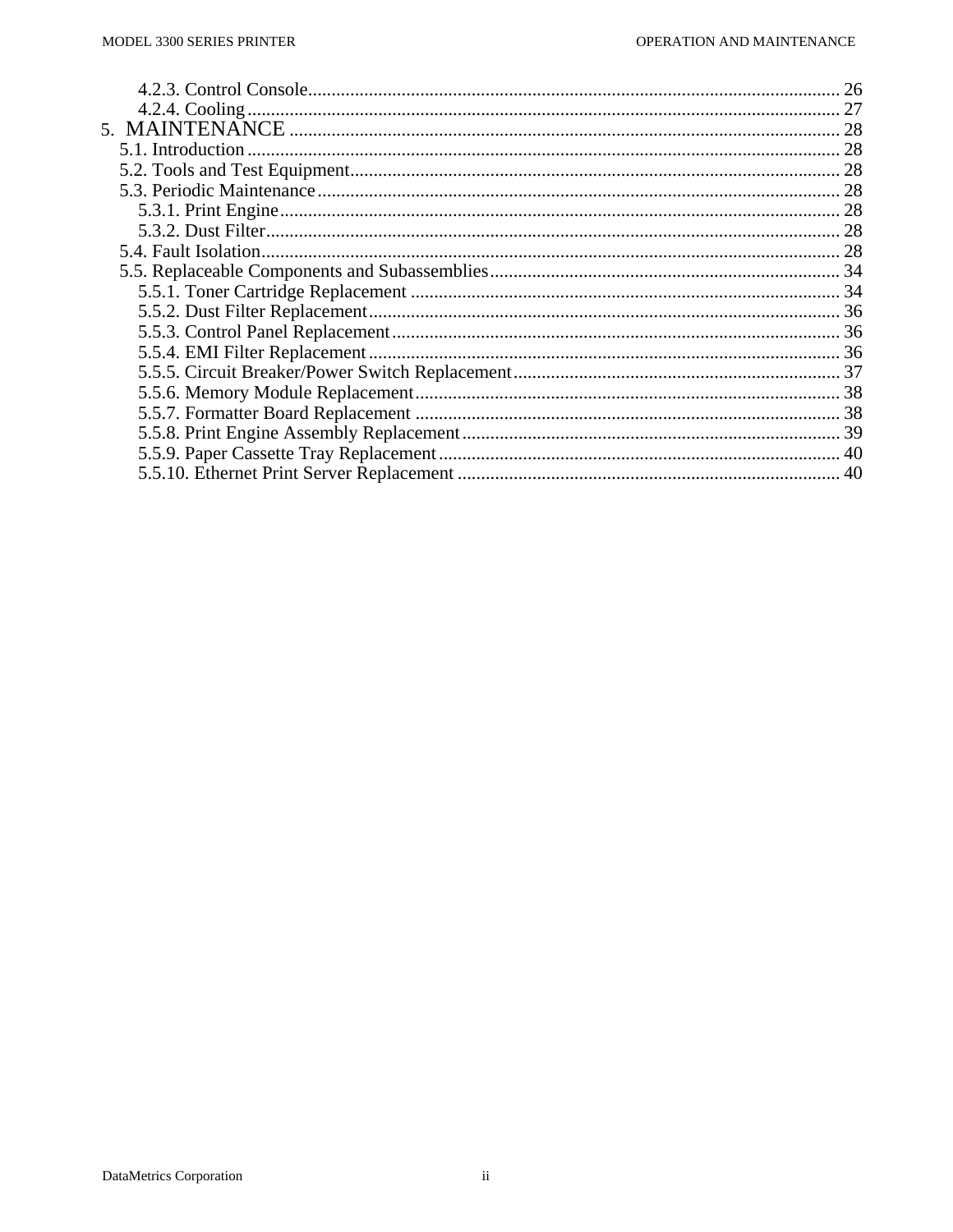4.2.3. Control Console ........................................................................................................ 26
4.2.4. Cooling .................................................................................................................. 27

5. MAINTENANCE ..................................................................................................... 28

5.1. Introduction ............................................................................................................ 28
5.2. Tools and Test Equipment....................................................................................... 28
5.3. Periodic Maintenance .............................................................................................. 28
5.3.1. Print Engine ....................................................................................................... 28
5.3.2. Dust Filter.......................................................................................................... 28
5.4. Fault Isolation.......................................................................................................... 28
5.5. Replaceable Components and Subassemblies ......................................................... 34
5.5.1. Toner Cartridge Replacement ........................................................................... 34
5.5.2. Dust Filter Replacement .................................................................................... 36
5.5.3. Control Panel Replacement ............................................................................... 36
5.5.4. EMI Filter Replacement .................................................................................... 36
5.5.5. Circuit Breaker/Power Switch Replacement ..................................................... 37
5.5.6. Memory Module Replacement .......................................................................... 38
5.5.7. Formatter Board Replacement .......................................................................... 38
5.5.8. Print Engine Assembly Replacement ................................................................ 39
5.5.9. Paper Cassette Tray Replacement ..................................................................... 40
5.5.10. Ethernet Print Server Replacement ................................................................. 40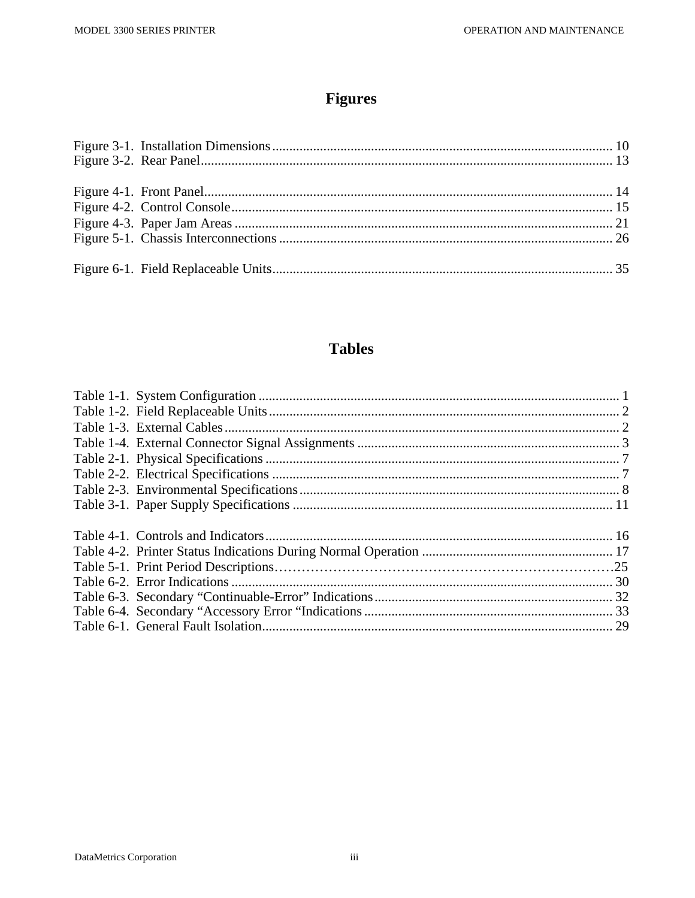# Figures

Figure 3-1. Installation Dimensions ............................................................ 10
Figure 3-2. Rear Panel ............................................................ 13

Figure 4-1. Front Panel ............................................................ 14
Figure 4-2. Control Console ............................................................ 15
Figure 4-3. Paper Jam Areas ............................................................ 21
Figure 5-1. Chassis Interconnections ............................................................ 26

Figure 6-1. Field Replaceable Units ............................................................ 35

# Tables

Table 1-1. System Configuration ............................................................ 1
Table 1-2. Field Replaceable Units ............................................................ 2
Table 1-3. External Cables ............................................................ 2
Table 1-4. External Connector Signal Assignments ............................................................ 3
Table 2-1. Physical Specifications ............................................................ 7
Table 2-2. Electrical Specifications ............................................................ 7
Table 2-3. Environmental Specifications ............................................................ 8
Table 3-1. Paper Supply Specifications ............................................................ 11

Table 4-1. Controls and Indicators ............................................................ 16
Table 4-2. Printer Status Indications During Normal Operation ............................................................ 17
Table 5-1. Print Period Descriptions……………………………………………………………………25
Table 6-2. Error Indications ............................................................ 30
Table 6-3. Secondary "Continuable-Error" Indications ............................................................ 32
Table 6-4. Secondary "Accessory Error "Indications ............................................................ 33
Table 6-1. General Fault Isolation ............................................................ 29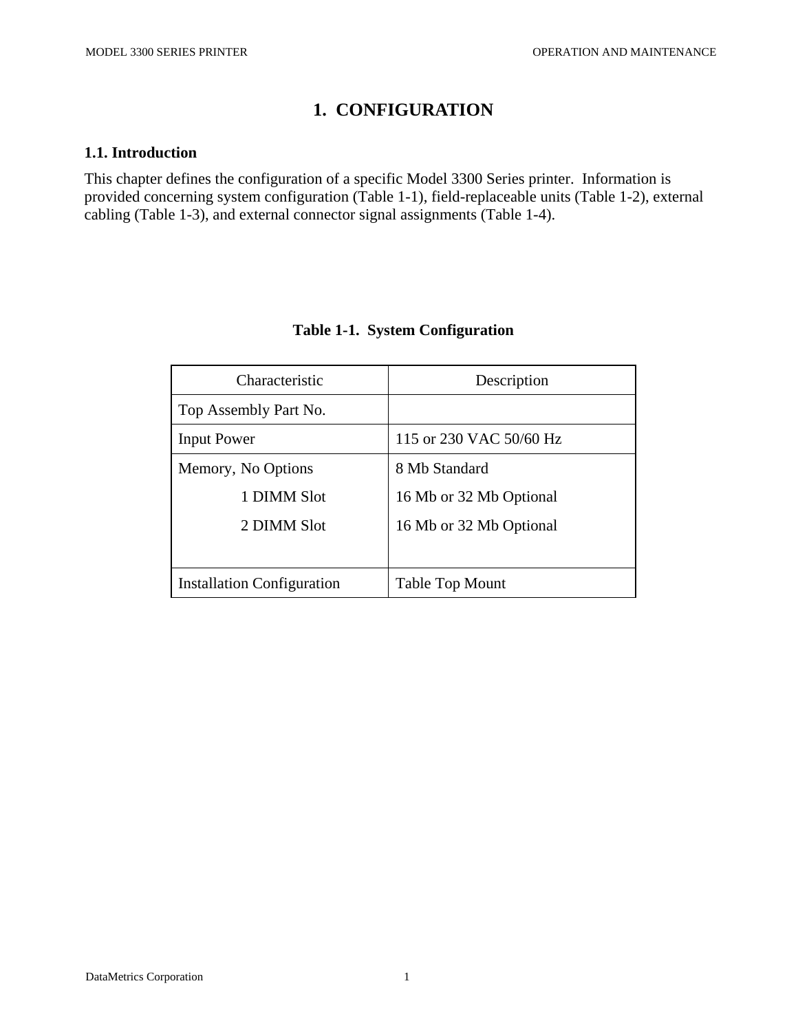# 1. CONFIGURATION

## 1.1. Introduction

This chapter defines the configuration of a specific Model 3300 Series printer. Information is provided concerning system configuration (Table 1-1), field-replaceable units (Table 1-2), external cabling (Table 1-3), and external connector signal assignments (Table 1-4).

**Table 1-1. System Configuration**

| Characteristic | Description |
|---|---|
| Top Assembly Part No. | |
| Input Power | 115 or 230 VAC 50/60 Hz |
| Memory, No Options | 8 Mb Standard |
| 1 DIMM Slot | 16 Mb or 32 Mb Optional |
| 2 DIMM Slot | 16 Mb or 32 Mb Optional |
| Installation Configuration | Table Top Mount |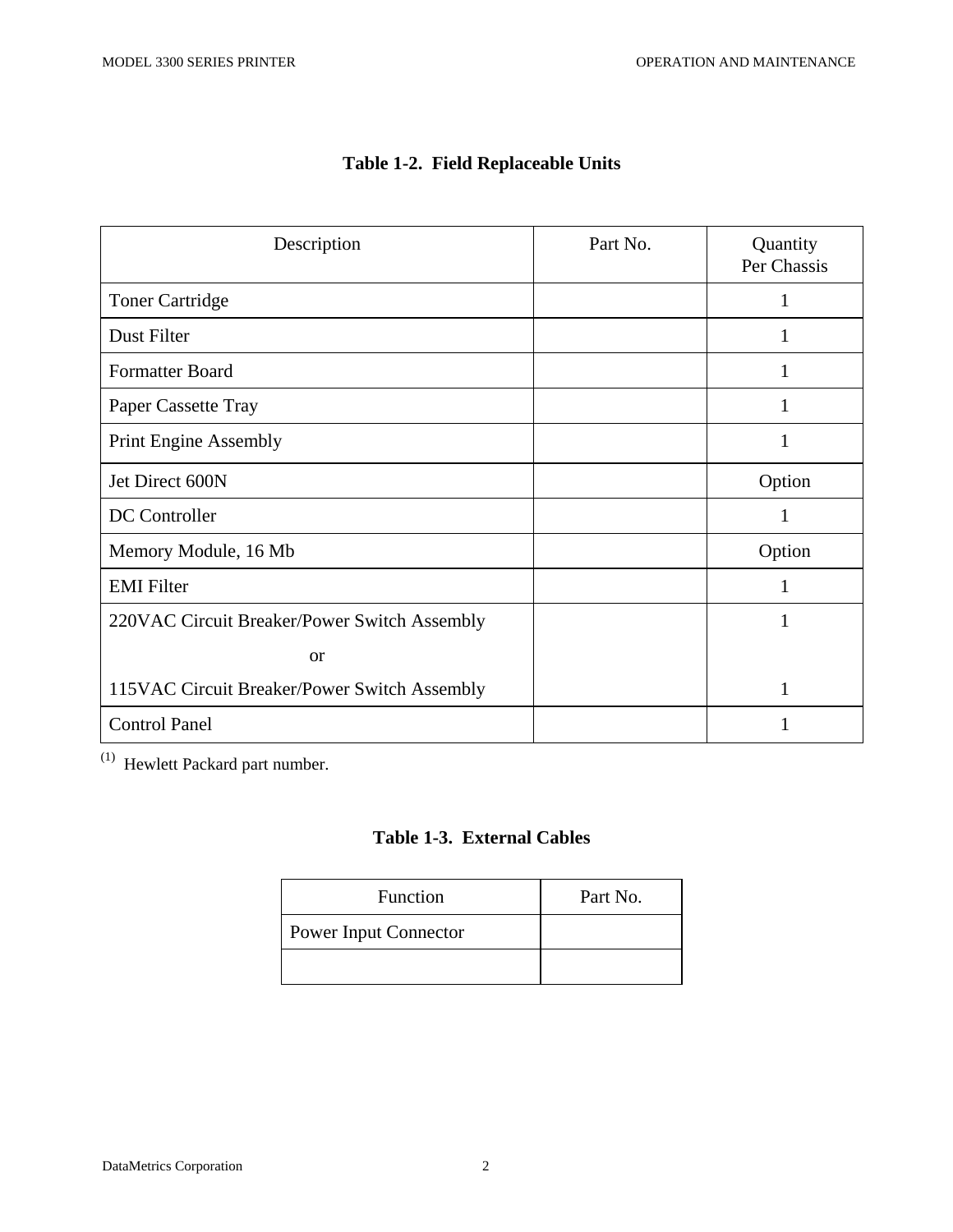**Table 1-2. Field Replaceable Units**

| Description | Part No. | Quantity Per Chassis |
|---|---|---|
| Toner Cartridge | | 1 |
| Dust Filter | | 1 |
| Formatter Board | | 1 |
| Paper Cassette Tray | | 1 |
| Print Engine Assembly | | 1 |
| Jet Direct 600N | | Option |
| DC Controller | | 1 |
| Memory Module, 16 Mb | | Option |
| EMI Filter | | 1 |
| 220VAC Circuit Breaker/Power Switch Assembly<br>or<br>115VAC Circuit Breaker/Power Switch Assembly | | 1<br><br>1 |
| Control Panel | | 1 |

(1) Hewlett Packard part number.

**Table 1-3. External Cables**

| Function | Part No. |
|---|---|
| Power Input Connector | |
| | |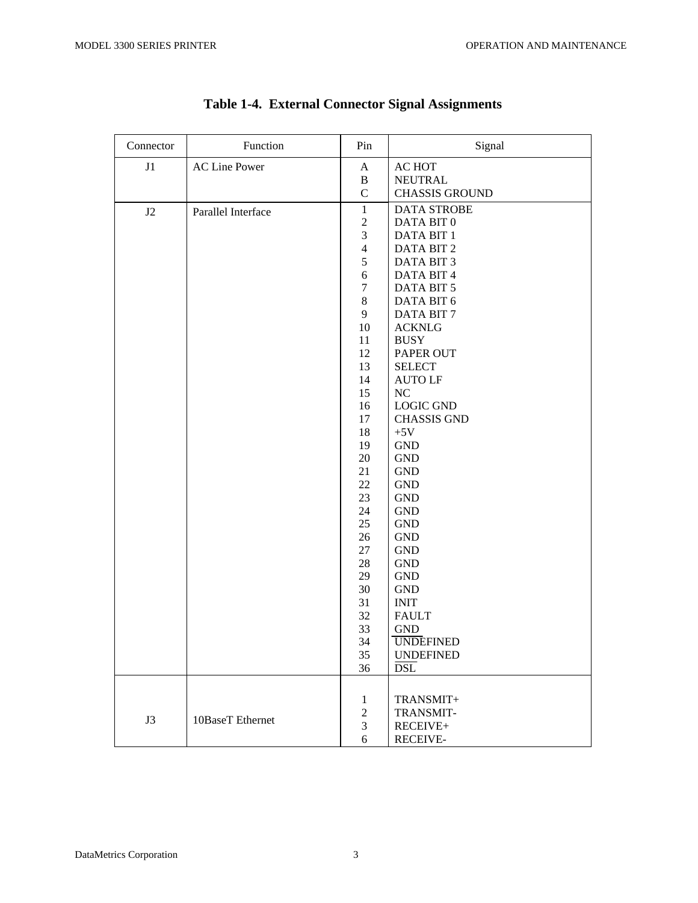# Table 1-4. External Connector Signal Assignments

| Connector | Function | Pin | Signal |
|---|---|---|---|
| J1 | AC Line Power | A | AC HOT |
| | | B | NEUTRAL |
| | | C | CHASSIS GROUND |
| J2 | Parallel Interface | 1 | DATA STROBE |
| | | 2 | DATA BIT 0 |
| | | 3 | DATA BIT 1 |
| | | 4 | DATA BIT 2 |
| | | 5 | DATA BIT 3 |
| | | 6 | DATA BIT 4 |
| | | 7 | DATA BIT 5 |
| | | 8 | DATA BIT 6 |
| | | 9 | DATA BIT 7 |
| | | 10 | ACKNLG |
| | | 11 | BUSY |
| | | 12 | PAPER OUT |
| | | 13 | SELECT |
| | | 14 | AUTO LF |
| | | 15 | NC |
| | | 16 | LOGIC GND |
| | | 17 | CHASSIS GND |
| | | 18 | +5V |
| | | 19 | GND |
| | | 20 | GND |
| | | 21 | GND |
| | | 22 | GND |
| | | 23 | GND |
| | | 24 | GND |
| | | 25 | GND |
| | | 26 | GND |
| | | 27 | GND |
| | | 28 | GND |
| | | 29 | GND |
| | | 30 | GND |
| | | 31 | INIT |
| | | 32 | FAULT |
| | | 33 | GND |
| | | 34 | UNDEFINED |
| | | 35 | UNDEFINED |
| | | 36 | DSL |
| J3 | 10BaseT Ethernet | 1 | TRANSMIT+ |
| | | 2 | TRANSMIT- |
| | | 3 | RECEIVE+ |
| | | 6 | RECEIVE- |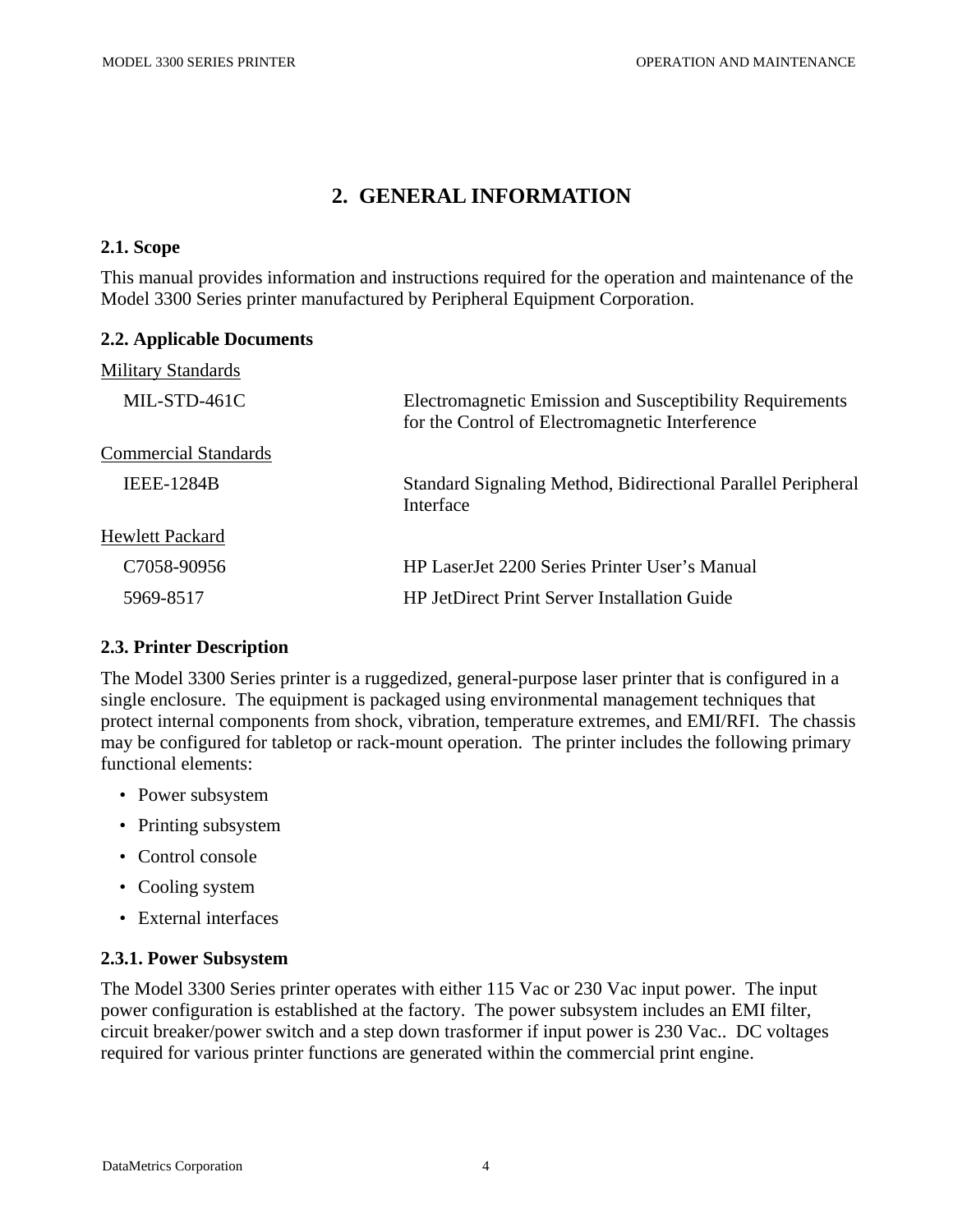# 2. GENERAL INFORMATION

### 2.1. Scope

This manual provides information and instructions required for the operation and maintenance of the Model 3300 Series printer manufactured by Peripheral Equipment Corporation.

### 2.2. Applicable Documents

<u>Military Standards</u>

| | |
|---|---|
| MIL-STD-461C | Electromagnetic Emission and Susceptibility Requirements for the Control of Electromagnetic Interference |

<u>Commercial Standards</u>

| | |
|---|---|
| IEEE-1284B | Standard Signaling Method, Bidirectional Parallel Peripheral Interface |

<u>Hewlett Packard</u>

| | |
|---|---|
| C7058-90956 | HP LaserJet 2200 Series Printer User's Manual |
| 5969-8517 | HP JetDirect Print Server Installation Guide |

### 2.3. Printer Description

The Model 3300 Series printer is a ruggedized, general-purpose laser printer that is configured in a single enclosure. The equipment is packaged using environmental management techniques that protect internal components from shock, vibration, temperature extremes, and EMI/RFI. The chassis may be configured for tabletop or rack-mount operation. The printer includes the following primary functional elements:

- Power subsystem
- Printing subsystem
- Control console
- Cooling system
- External interfaces

#### 2.3.1. Power Subsystem

The Model 3300 Series printer operates with either 115 Vac or 230 Vac input power. The input power configuration is established at the factory. The power subsystem includes an EMI filter, circuit breaker/power switch and a step down trasformer if input power is 230 Vac.. DC voltages required for various printer functions are generated within the commercial print engine.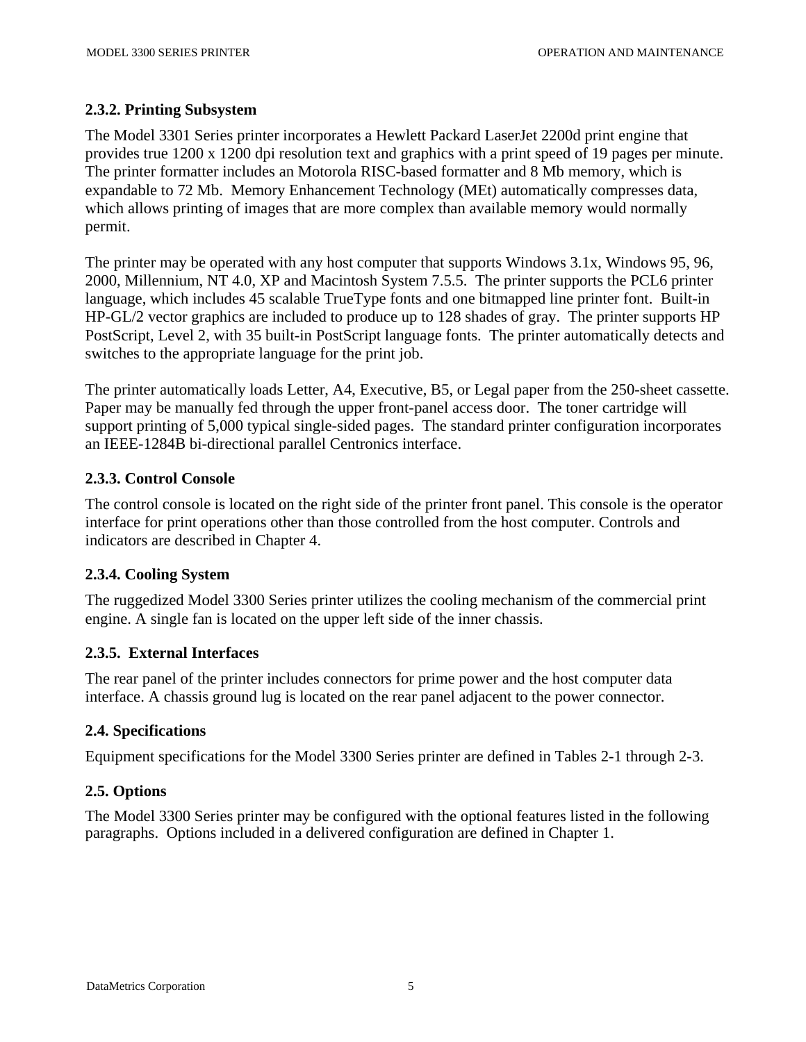### 2.3.2. Printing Subsystem

The Model 3301 Series printer incorporates a Hewlett Packard LaserJet 2200d print engine that provides true 1200 x 1200 dpi resolution text and graphics with a print speed of 19 pages per minute. The printer formatter includes an Motorola RISC-based formatter and 8 Mb memory, which is expandable to 72 Mb. Memory Enhancement Technology (MEt) automatically compresses data, which allows printing of images that are more complex than available memory would normally permit.

The printer may be operated with any host computer that supports Windows 3.1x, Windows 95, 96, 2000, Millennium, NT 4.0, XP and Macintosh System 7.5.5. The printer supports the PCL6 printer language, which includes 45 scalable TrueType fonts and one bitmapped line printer font. Built-in HP-GL/2 vector graphics are included to produce up to 128 shades of gray. The printer supports HP PostScript, Level 2, with 35 built-in PostScript language fonts. The printer automatically detects and switches to the appropriate language for the print job.

The printer automatically loads Letter, A4, Executive, B5, or Legal paper from the 250-sheet cassette. Paper may be manually fed through the upper front-panel access door. The toner cartridge will support printing of 5,000 typical single-sided pages. The standard printer configuration incorporates an IEEE-1284B bi-directional parallel Centronics interface.

### 2.3.3. Control Console

The control console is located on the right side of the printer front panel. This console is the operator interface for print operations other than those controlled from the host computer. Controls and indicators are described in Chapter 4.

### 2.3.4. Cooling System

The ruggedized Model 3300 Series printer utilizes the cooling mechanism of the commercial print engine. A single fan is located on the upper left side of the inner chassis.

### 2.3.5. External Interfaces

The rear panel of the printer includes connectors for prime power and the host computer data interface. A chassis ground lug is located on the rear panel adjacent to the power connector.

## 2.4. Specifications

Equipment specifications for the Model 3300 Series printer are defined in Tables 2-1 through 2-3.

## 2.5. Options

The Model 3300 Series printer may be configured with the optional features listed in the following paragraphs. Options included in a delivered configuration are defined in Chapter 1.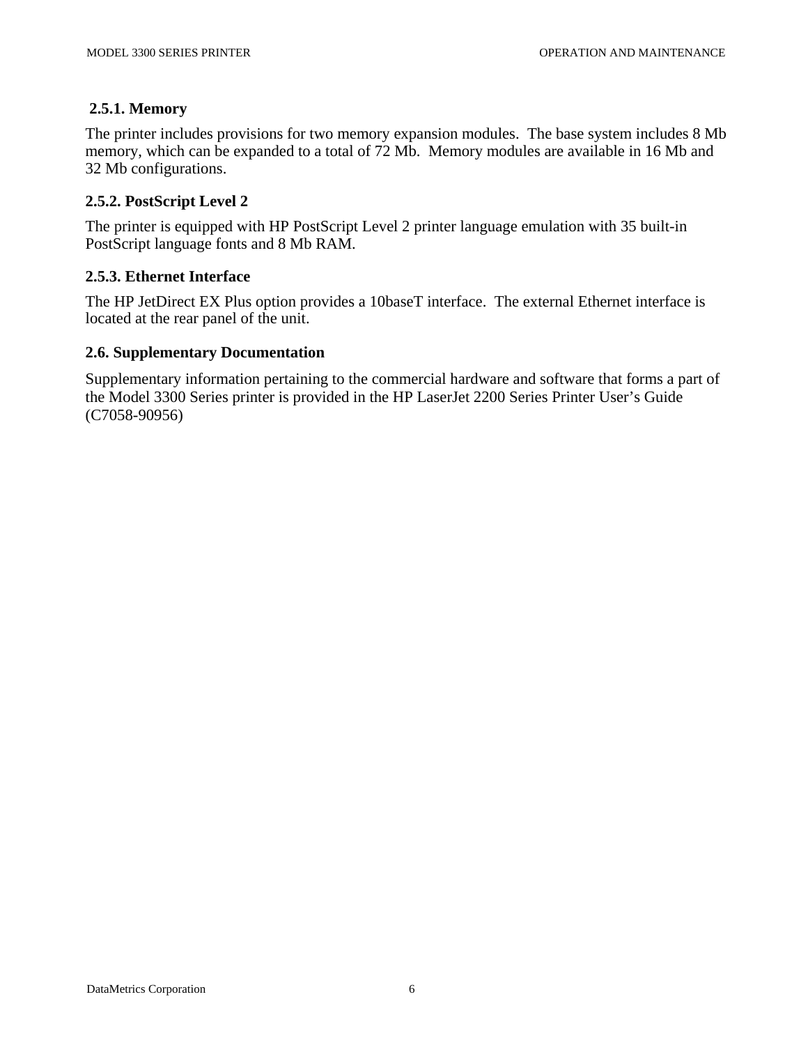### 2.5.1. Memory

The printer includes provisions for two memory expansion modules.  The base system includes 8 Mb memory, which can be expanded to a total of 72 Mb.  Memory modules are available in 16 Mb and 32 Mb configurations.

### 2.5.2. PostScript Level 2

The printer is equipped with HP PostScript Level 2 printer language emulation with 35 built-in PostScript language fonts and 8 Mb RAM.

### 2.5.3. Ethernet Interface

The HP JetDirect EX Plus option provides a 10baseT interface.  The external Ethernet interface is located at the rear panel of the unit.

## 2.6. Supplementary Documentation

Supplementary information pertaining to the commercial hardware and software that forms a part of the Model 3300 Series printer is provided in the HP LaserJet 2200 Series Printer User's Guide (C7058-90956)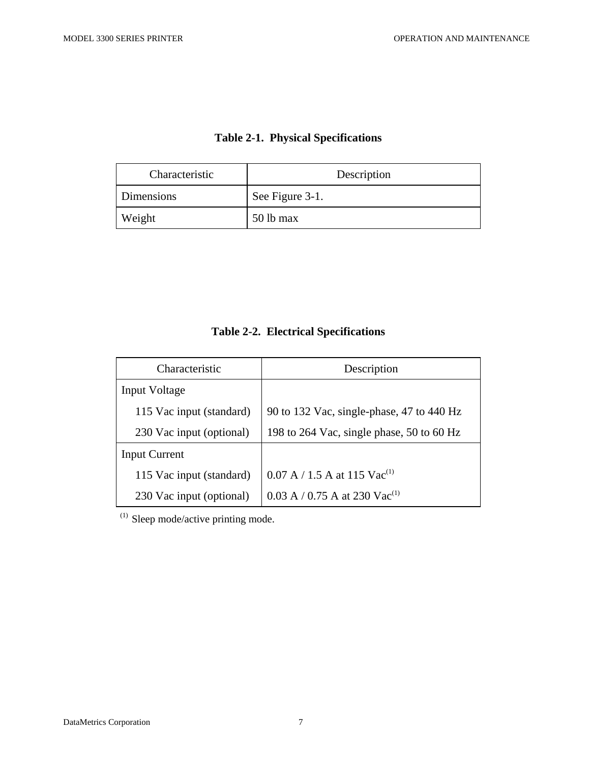**Table 2-1. Physical Specifications**

| Characteristic | Description |
|---|---|
| Dimensions | See Figure 3-1. |
| Weight | 50 lb max |

**Table 2-2. Electrical Specifications**

| Characteristic | Description |
|---|---|
| Input Voltage | |
| 115 Vac input (standard) | 90 to 132 Vac, single-phase, 47 to 440 Hz |
| 230 Vac input (optional) | 198 to 264 Vac, single phase, 50 to 60 Hz |
| Input Current | |
| 115 Vac input (standard) | 0.07 A / 1.5 A at 115 Vac[(1)] |
| 230 Vac input (optional) | 0.03 A / 0.75 A at 230 Vac[(1)] |

[(1)] Sleep mode/active printing mode.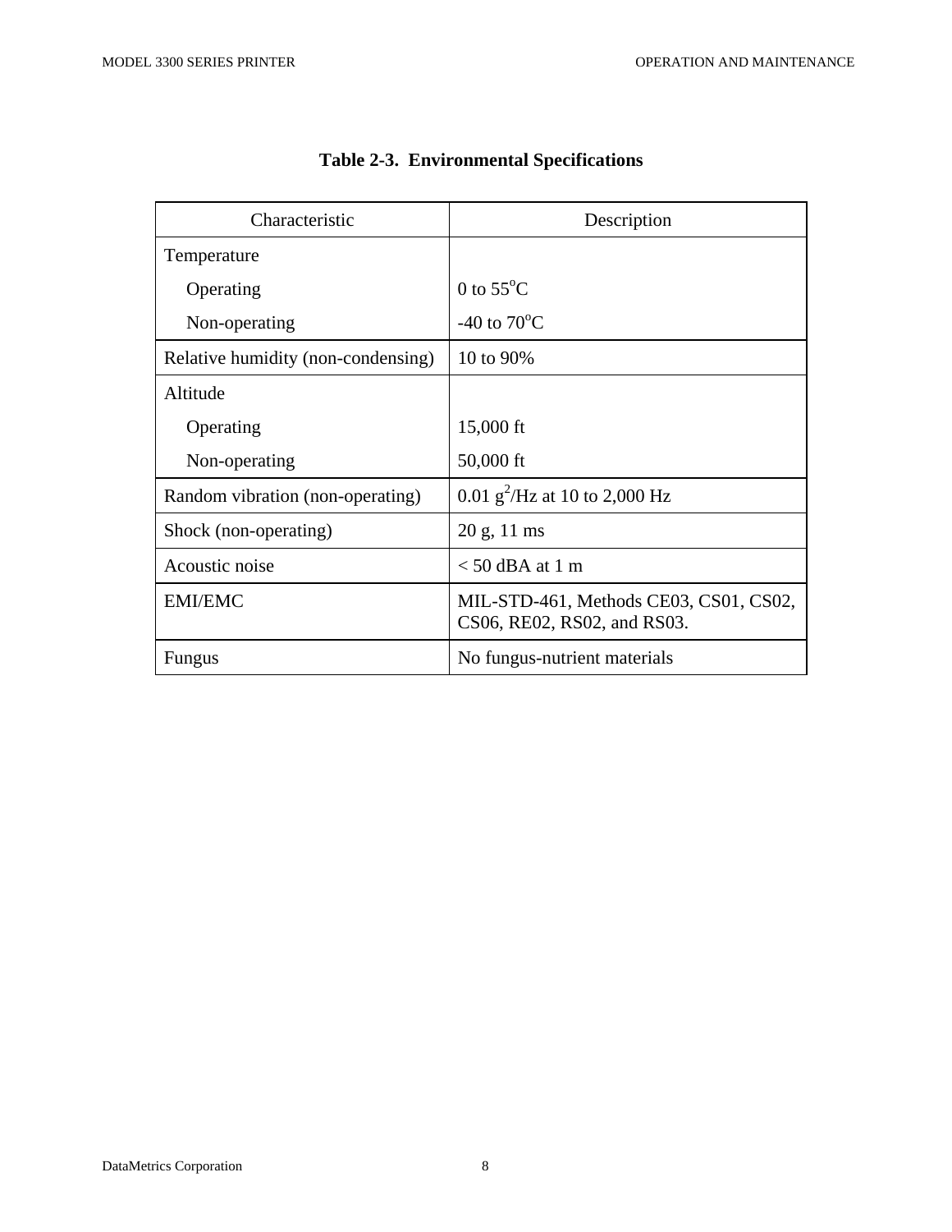**Table 2-3. Environmental Specifications**

| Characteristic | Description |
|---|---|
| Temperature | |
| Operating | 0 to 55°C |
| Non-operating | -40 to 70°C |
| Relative humidity (non-condensing) | 10 to 90% |
| Altitude | |
| Operating | 15,000 ft |
| Non-operating | 50,000 ft |
| Random vibration (non-operating) | 0.01 $g^2$/Hz at 10 to 2,000 Hz |
| Shock (non-operating) | 20 g, 11 ms |
| Acoustic noise | < 50 dBA at 1 m |
| EMI/EMC | MIL-STD-461, Methods CE03, CS01, CS02, CS06, RE02, RS02, and RS03. |
| Fungus | No fungus-nutrient materials |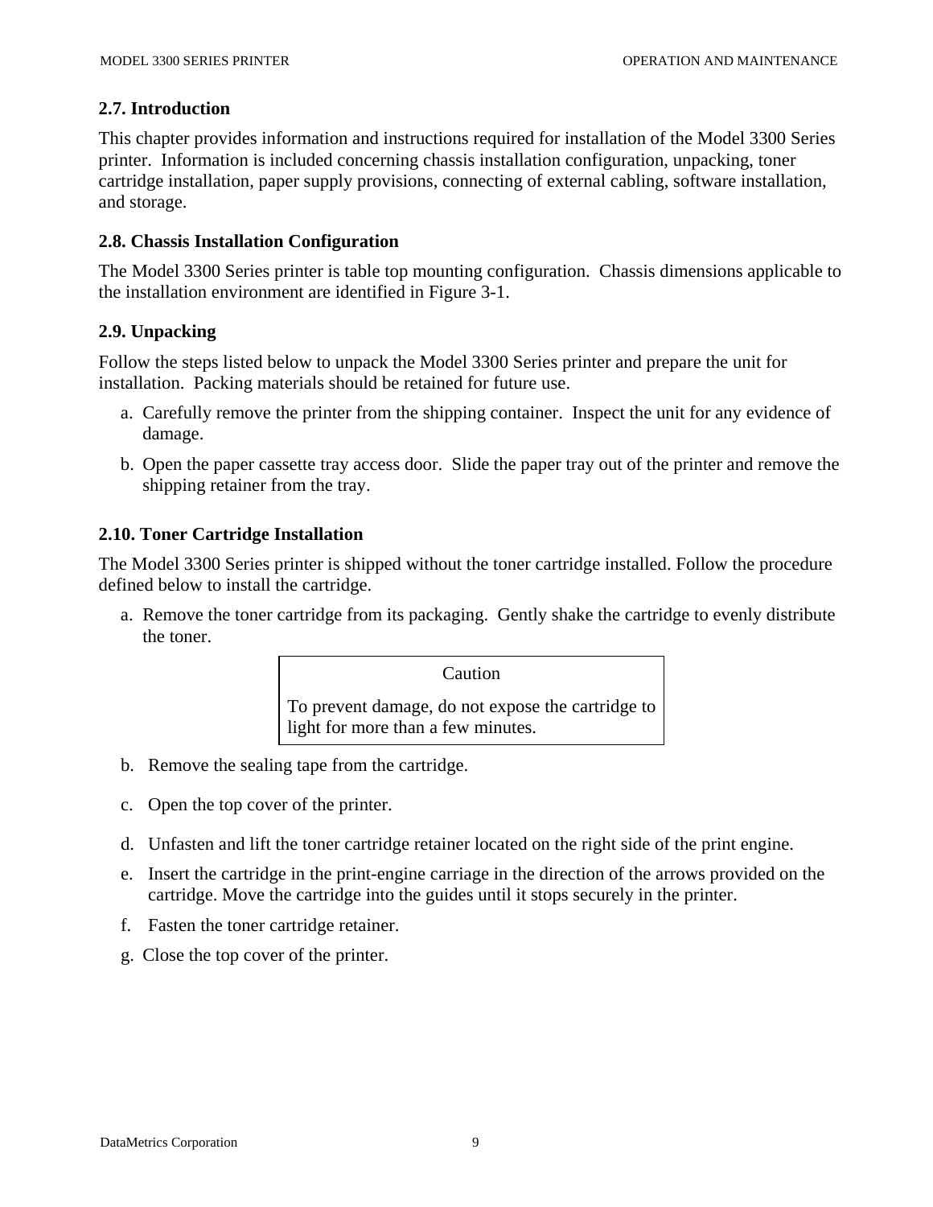## 2.7. Introduction

This chapter provides information and instructions required for installation of the Model 3300 Series printer. Information is included concerning chassis installation configuration, unpacking, toner cartridge installation, paper supply provisions, connecting of external cabling, software installation, and storage.

## 2.8. Chassis Installation Configuration

The Model 3300 Series printer is table top mounting configuration. Chassis dimensions applicable to the installation environment are identified in Figure 3-1.

## 2.9. Unpacking

Follow the steps listed below to unpack the Model 3300 Series printer and prepare the unit for installation. Packing materials should be retained for future use.

a. Carefully remove the printer from the shipping container. Inspect the unit for any evidence of damage.

b. Open the paper cassette tray access door. Slide the paper tray out of the printer and remove the shipping retainer from the tray.

## 2.10. Toner Cartridge Installation

The Model 3300 Series printer is shipped without the toner cartridge installed. Follow the procedure defined below to install the cartridge.

a. Remove the toner cartridge from its packaging. Gently shake the cartridge to evenly distribute the toner.

> Caution
>
> To prevent damage, do not expose the cartridge to light for more than a few minutes.

b. Remove the sealing tape from the cartridge.

c. Open the top cover of the printer.

d. Unfasten and lift the toner cartridge retainer located on the right side of the print engine.

e. Insert the cartridge in the print-engine carriage in the direction of the arrows provided on the cartridge. Move the cartridge into the guides until it stops securely in the printer.

f. Fasten the toner cartridge retainer.

g. Close the top cover of the printer.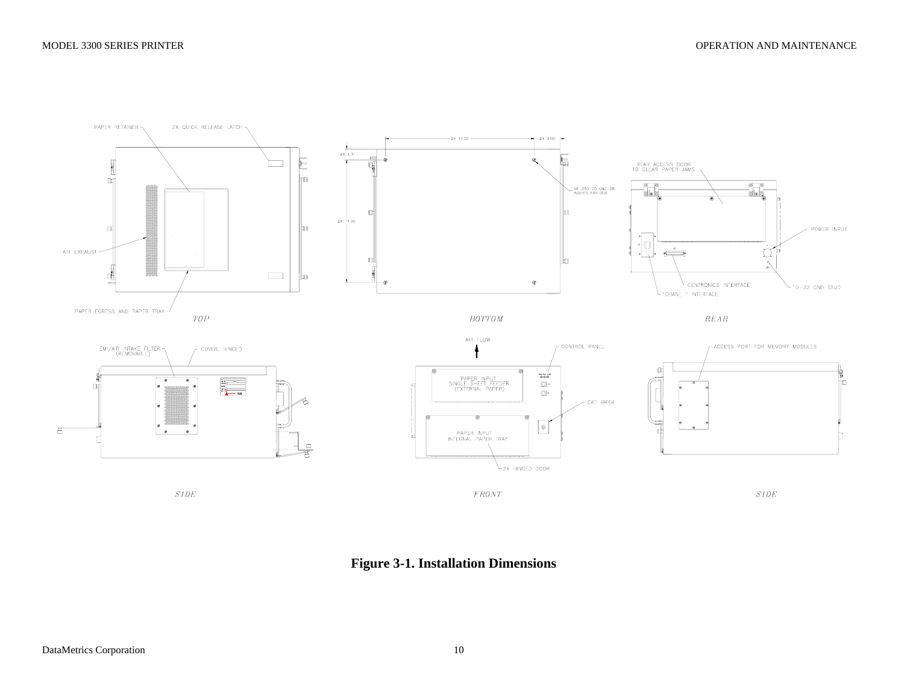**Figure 3-1. Installation Dimensions**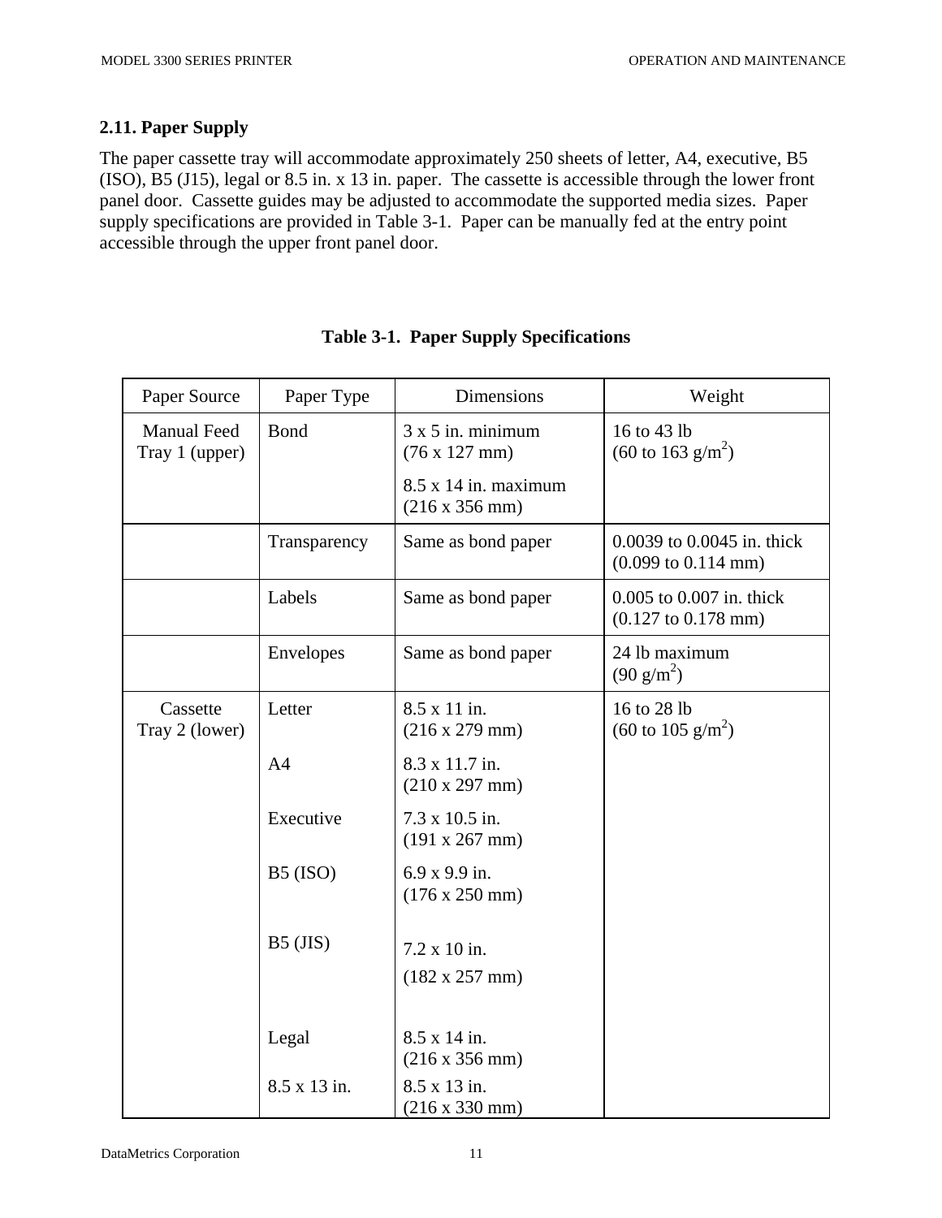## 2.11. Paper Supply

The paper cassette tray will accommodate approximately 250 sheets of letter, A4, executive, B5 (ISO), B5 (J15), legal or 8.5 in. x 13 in. paper. The cassette is accessible through the lower front panel door. Cassette guides may be adjusted to accommodate the supported media sizes. Paper supply specifications are provided in Table 3-1. Paper can be manually fed at the entry point accessible through the upper front panel door.

**Table 3-1. Paper Supply Specifications**

| Paper Source | Paper Type | Dimensions | Weight |
|---|---|---|---|
| Manual Feed Tray 1 (upper) | Bond | 3 x 5 in. minimum (76 x 127 mm)<br>8.5 x 14 in. maximum (216 x 356 mm) | 16 to 43 lb (60 to 163 g/m$^2$) |
| | Transparency | Same as bond paper | 0.0039 to 0.0045 in. thick (0.099 to 0.114 mm) |
| | Labels | Same as bond paper | 0.005 to 0.007 in. thick (0.127 to 0.178 mm) |
| | Envelopes | Same as bond paper | 24 lb maximum (90 g/m$^2$) |
| Cassette Tray 2 (lower) | Letter | 8.5 x 11 in. (216 x 279 mm) | 16 to 28 lb (60 to 105 g/m$^2$) |
| | A4 | 8.3 x 11.7 in. (210 x 297 mm) | |
| | Executive | 7.3 x 10.5 in. (191 x 267 mm) | |
| | B5 (ISO) | 6.9 x 9.9 in. (176 x 250 mm) | |
| | B5 (JIS) | 7.2 x 10 in. (182 x 257 mm) | |
| | Legal | 8.5 x 14 in. (216 x 356 mm) | |
| | 8.5 x 13 in. | 8.5 x 13 in. (216 x 330 mm) | |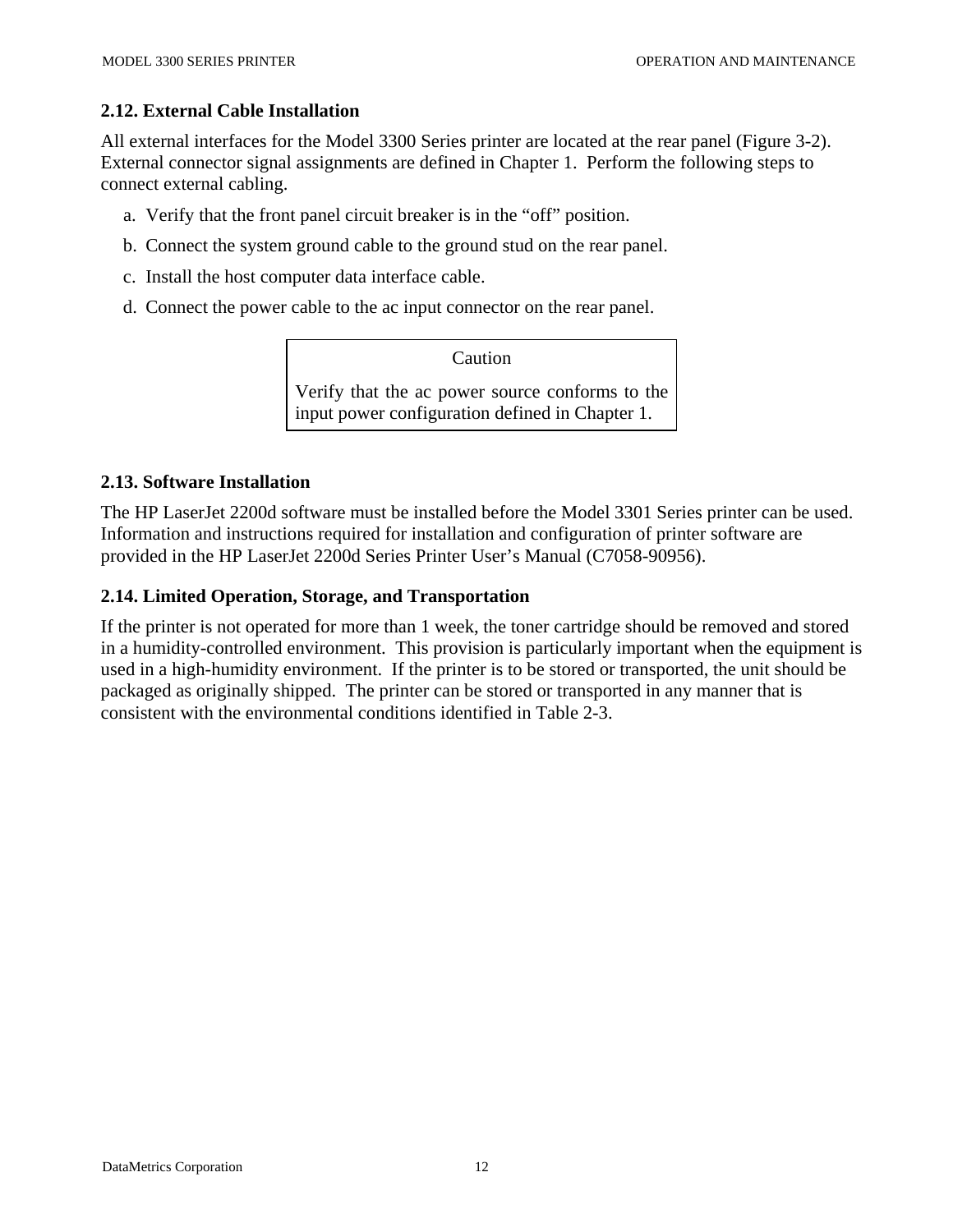## 2.12. External Cable Installation

All external interfaces for the Model 3300 Series printer are located at the rear panel (Figure 3-2). External connector signal assignments are defined in Chapter 1. Perform the following steps to connect external cabling.

a. Verify that the front panel circuit breaker is in the "off" position.

b. Connect the system ground cable to the ground stud on the rear panel.

c. Install the host computer data interface cable.

d. Connect the power cable to the ac input connector on the rear panel.

> **Caution**
>
> Verify that the ac power source conforms to the input power configuration defined in Chapter 1.

## 2.13. Software Installation

The HP LaserJet 2200d software must be installed before the Model 3301 Series printer can be used. Information and instructions required for installation and configuration of printer software are provided in the HP LaserJet 2200d Series Printer User's Manual (C7058-90956).

## 2.14. Limited Operation, Storage, and Transportation

If the printer is not operated for more than 1 week, the toner cartridge should be removed and stored in a humidity-controlled environment. This provision is particularly important when the equipment is used in a high-humidity environment. If the printer is to be stored or transported, the unit should be packaged as originally shipped. The printer can be stored or transported in any manner that is consistent with the environmental conditions identified in Table 2-3.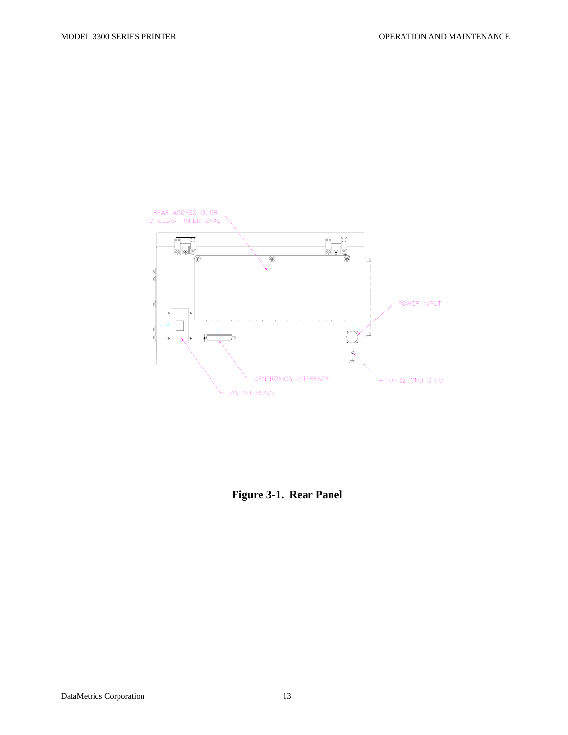REAR ACCESS DOOR TO CLEAR PAPER JAMS

POWER INPUT

CENTRONICS INTERFACE

10-32 GND STUD

LAN INTERFACE

**Figure 3-1. Rear Panel**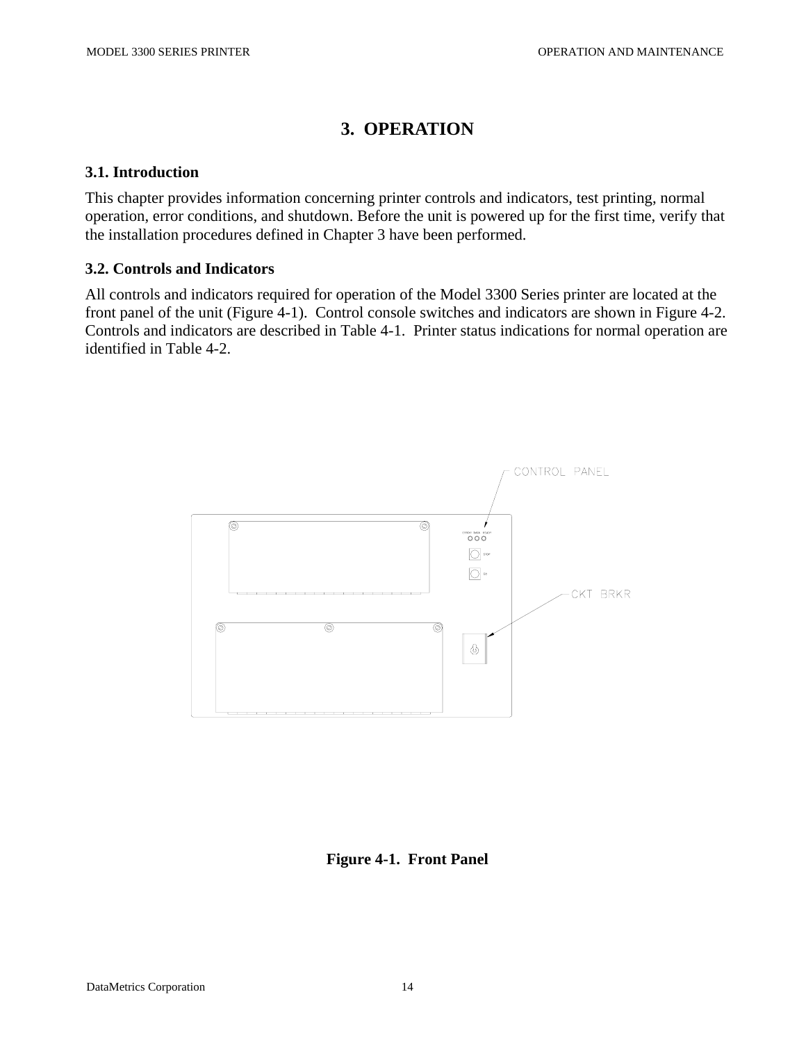# 3. OPERATION

## 3.1. Introduction

This chapter provides information concerning printer controls and indicators, test printing, normal operation, error conditions, and shutdown. Before the unit is powered up for the first time, verify that the installation procedures defined in Chapter 3 have been performed.

## 3.2. Controls and Indicators

All controls and indicators required for operation of the Model 3300 Series printer are located at the front panel of the unit (Figure 4-1). Control console switches and indicators are shown in Figure 4-2. Controls and indicators are described in Table 4-1. Printer status indications for normal operation are identified in Table 4-2.

**Figure 4-1. Front Panel**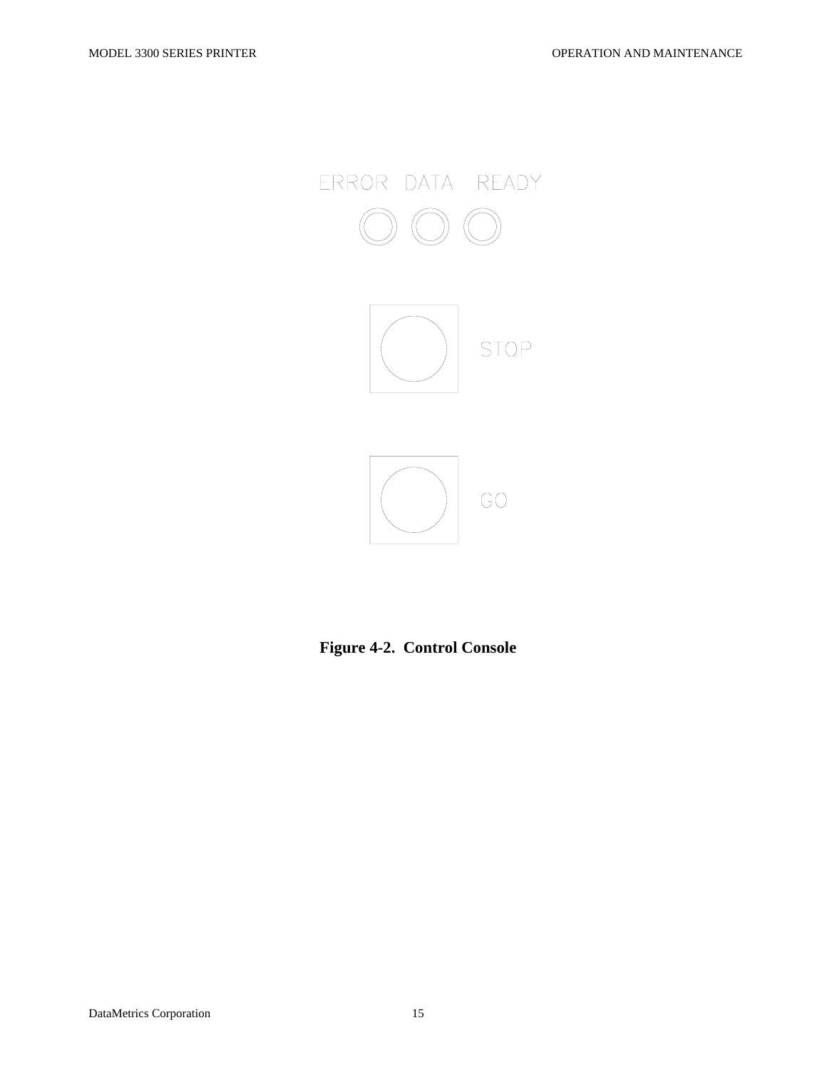ERROR DATA READY

STOP

GO

**Figure 4-2. Control Console**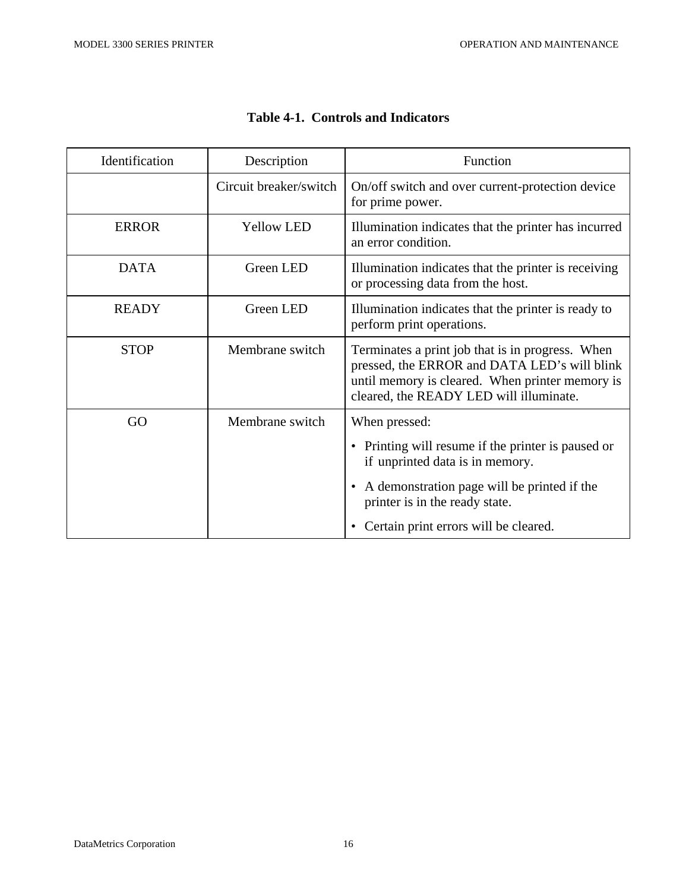**Table 4-1. Controls and Indicators**

| Identification | Description | Function |
|---|---|---|
| | Circuit breaker/switch | On/off switch and over current-protection device for prime power. |
| ERROR | Yellow LED | Illumination indicates that the printer has incurred an error condition. |
| DATA | Green LED | Illumination indicates that the printer is receiving or processing data from the host. |
| READY | Green LED | Illumination indicates that the printer is ready to perform print operations. |
| STOP | Membrane switch | Terminates a print job that is in progress. When pressed, the ERROR and DATA LED's will blink until memory is cleared. When printer memory is cleared, the READY LED will illuminate. |
| GO | Membrane switch | When pressed:<br>• Printing will resume if the printer is paused or if unprinted data is in memory.<br>• A demonstration page will be printed if the printer is in the ready state.<br>• Certain print errors will be cleared. |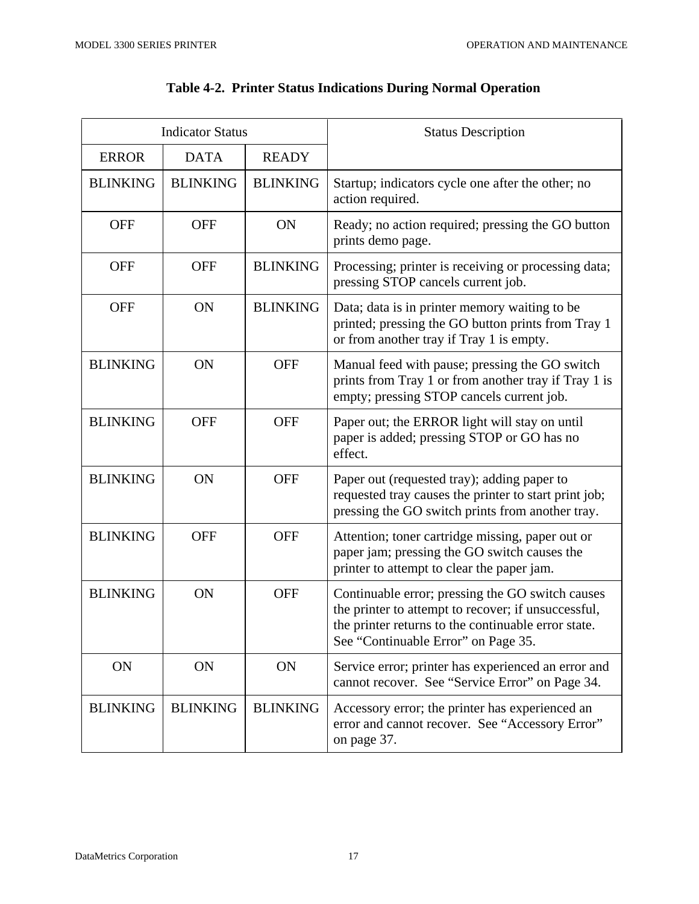**Table 4-2. Printer Status Indications During Normal Operation**

| Indicator Status | | | Status Description |
|---|---|---|---|
| ERROR | DATA | READY | |
| BLINKING | BLINKING | BLINKING | Startup; indicators cycle one after the other; no action required. |
| OFF | OFF | ON | Ready; no action required; pressing the GO button prints demo page. |
| OFF | OFF | BLINKING | Processing; printer is receiving or processing data; pressing STOP cancels current job. |
| OFF | ON | BLINKING | Data; data is in printer memory waiting to be printed; pressing the GO button prints from Tray 1 or from another tray if Tray 1 is empty. |
| BLINKING | ON | OFF | Manual feed with pause; pressing the GO switch prints from Tray 1 or from another tray if Tray 1 is empty; pressing STOP cancels current job. |
| BLINKING | OFF | OFF | Paper out; the ERROR light will stay on until paper is added; pressing STOP or GO has no effect. |
| BLINKING | ON | OFF | Paper out (requested tray); adding paper to requested tray causes the printer to start print job; pressing the GO switch prints from another tray. |
| BLINKING | OFF | OFF | Attention; toner cartridge missing, paper out or paper jam; pressing the GO switch causes the printer to attempt to clear the paper jam. |
| BLINKING | ON | OFF | Continuable error; pressing the GO switch causes the printer to attempt to recover; if unsuccessful, the printer returns to the continuable error state. See "Continuable Error" on Page 35. |
| ON | ON | ON | Service error; printer has experienced an error and cannot recover. See "Service Error" on Page 34. |
| BLINKING | BLINKING | BLINKING | Accessory error; the printer has experienced an error and cannot recover. See "Accessory Error" on page 37. |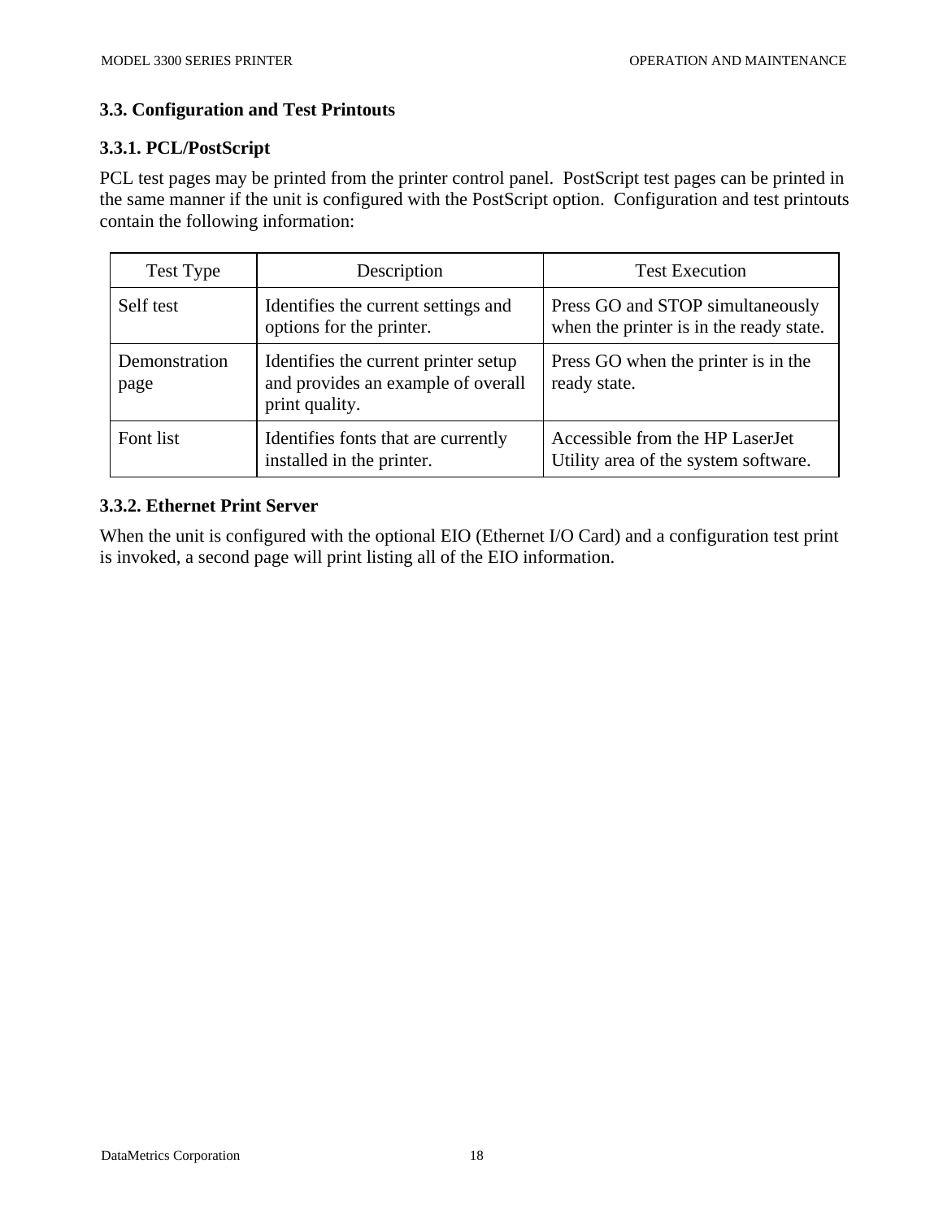### 3.3. Configuration and Test Printouts

#### 3.3.1. PCL/PostScript

PCL test pages may be printed from the printer control panel. PostScript test pages can be printed in the same manner if the unit is configured with the PostScript option. Configuration and test printouts contain the following information:

| Test Type | Description | Test Execution |
|---|---|---|
| Self test | Identifies the current settings and options for the printer. | Press GO and STOP simultaneously when the printer is in the ready state. |
| Demonstration page | Identifies the current printer setup and provides an example of overall print quality. | Press GO when the printer is in the ready state. |
| Font list | Identifies fonts that are currently installed in the printer. | Accessible from the HP LaserJet Utility area of the system software. |

#### 3.3.2. Ethernet Print Server

When the unit is configured with the optional EIO (Ethernet I/O Card) and a configuration test print is invoked, a second page will print listing all of the EIO information.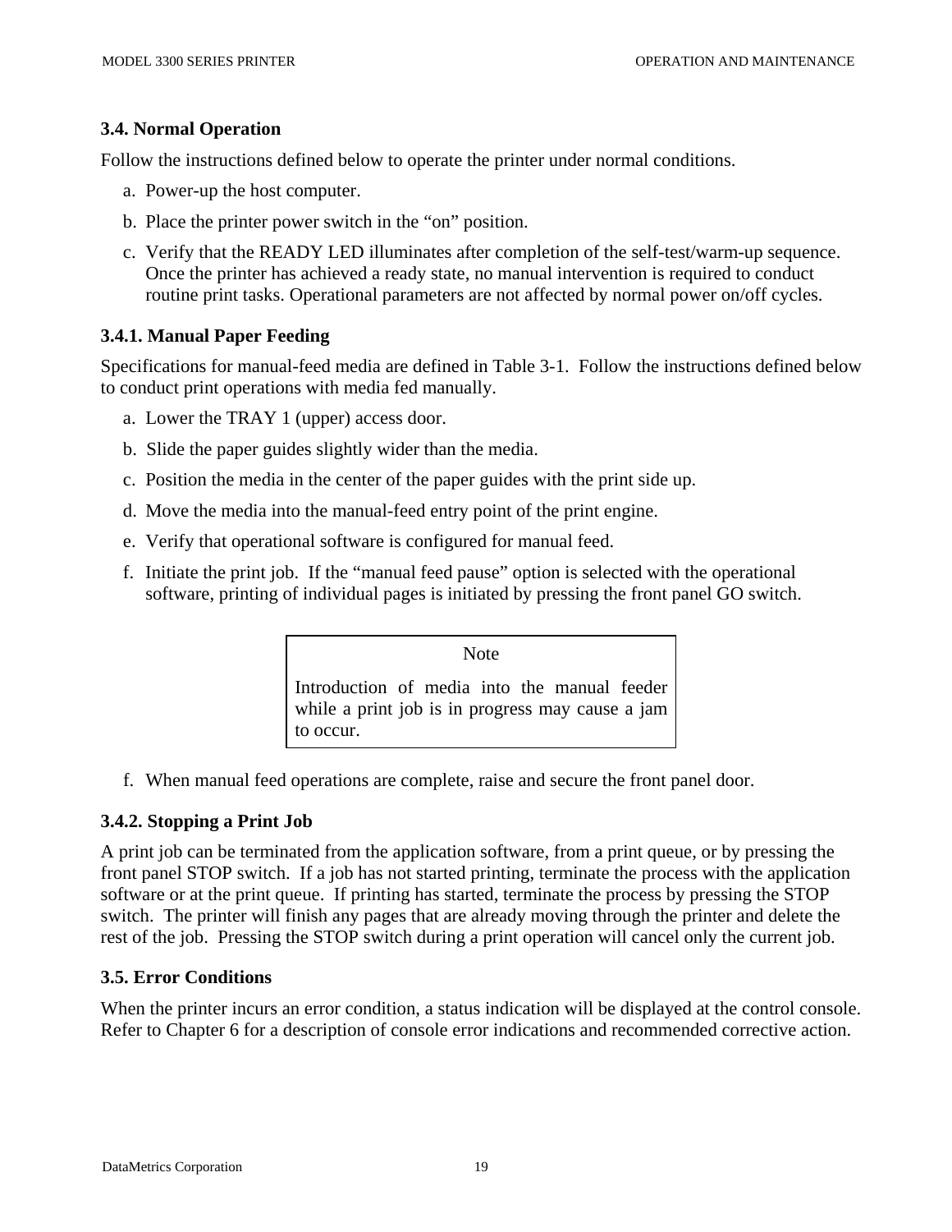### 3.4. Normal Operation

Follow the instructions defined below to operate the printer under normal conditions.

a. Power-up the host computer.

b. Place the printer power switch in the "on" position.

c. Verify that the READY LED illuminates after completion of the self-test/warm-up sequence. Once the printer has achieved a ready state, no manual intervention is required to conduct routine print tasks. Operational parameters are not affected by normal power on/off cycles.

### 3.4.1. Manual Paper Feeding

Specifications for manual-feed media are defined in Table 3-1. Follow the instructions defined below to conduct print operations with media fed manually.

a. Lower the TRAY 1 (upper) access door.

b. Slide the paper guides slightly wider than the media.

c. Position the media in the center of the paper guides with the print side up.

d. Move the media into the manual-feed entry point of the print engine.

e. Verify that operational software is configured for manual feed.

f. Initiate the print job. If the "manual feed pause" option is selected with the operational software, printing of individual pages is initiated by pressing the front panel GO switch.

> Note
>
> Introduction of media into the manual feeder while a print job is in progress may cause a jam to occur.

f. When manual feed operations are complete, raise and secure the front panel door.

### 3.4.2. Stopping a Print Job

A print job can be terminated from the application software, from a print queue, or by pressing the front panel STOP switch. If a job has not started printing, terminate the process with the application software or at the print queue. If printing has started, terminate the process by pressing the STOP switch. The printer will finish any pages that are already moving through the printer and delete the rest of the job. Pressing the STOP switch during a print operation will cancel only the current job.

### 3.5. Error Conditions

When the printer incurs an error condition, a status indication will be displayed at the control console. Refer to Chapter 6 for a description of console error indications and recommended corrective action.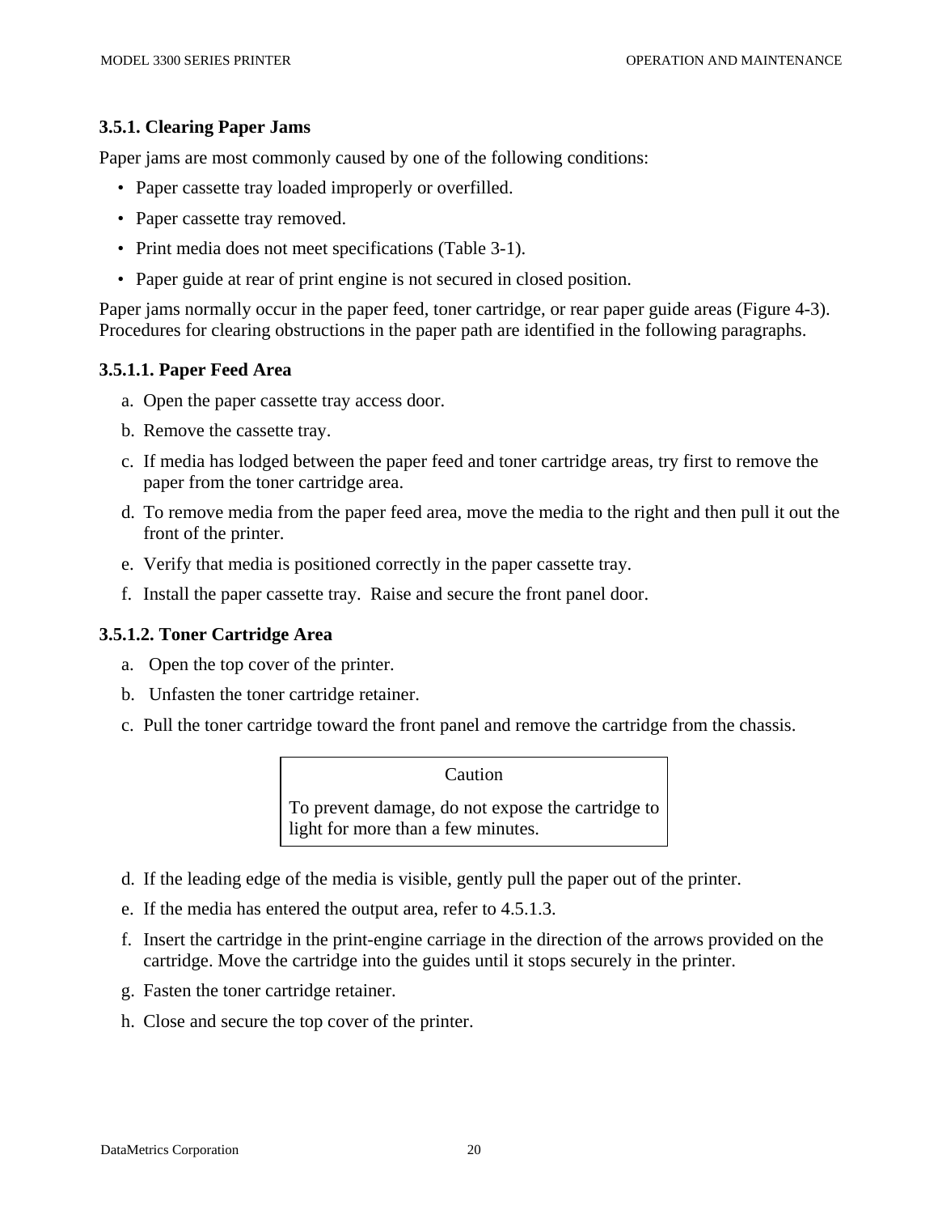### 3.5.1. Clearing Paper Jams

Paper jams are most commonly caused by one of the following conditions:

- Paper cassette tray loaded improperly or overfilled.
- Paper cassette tray removed.
- Print media does not meet specifications (Table 3-1).
- Paper guide at rear of print engine is not secured in closed position.

Paper jams normally occur in the paper feed, toner cartridge, or rear paper guide areas (Figure 4-3). Procedures for clearing obstructions in the paper path are identified in the following paragraphs.

#### 3.5.1.1. Paper Feed Area

a. Open the paper cassette tray access door.

b. Remove the cassette tray.

c. If media has lodged between the paper feed and toner cartridge areas, try first to remove the paper from the toner cartridge area.

d. To remove media from the paper feed area, move the media to the right and then pull it out the front of the printer.

e. Verify that media is positioned correctly in the paper cassette tray.

f. Install the paper cassette tray. Raise and secure the front panel door.

#### 3.5.1.2. Toner Cartridge Area

a. Open the top cover of the printer.

b. Unfasten the toner cartridge retainer.

c. Pull the toner cartridge toward the front panel and remove the cartridge from the chassis.

> Caution
>
> To prevent damage, do not expose the cartridge to light for more than a few minutes.

d. If the leading edge of the media is visible, gently pull the paper out of the printer.

e. If the media has entered the output area, refer to 4.5.1.3.

f. Insert the cartridge in the print-engine carriage in the direction of the arrows provided on the cartridge. Move the cartridge into the guides until it stops securely in the printer.

g. Fasten the toner cartridge retainer.

h. Close and secure the top cover of the printer.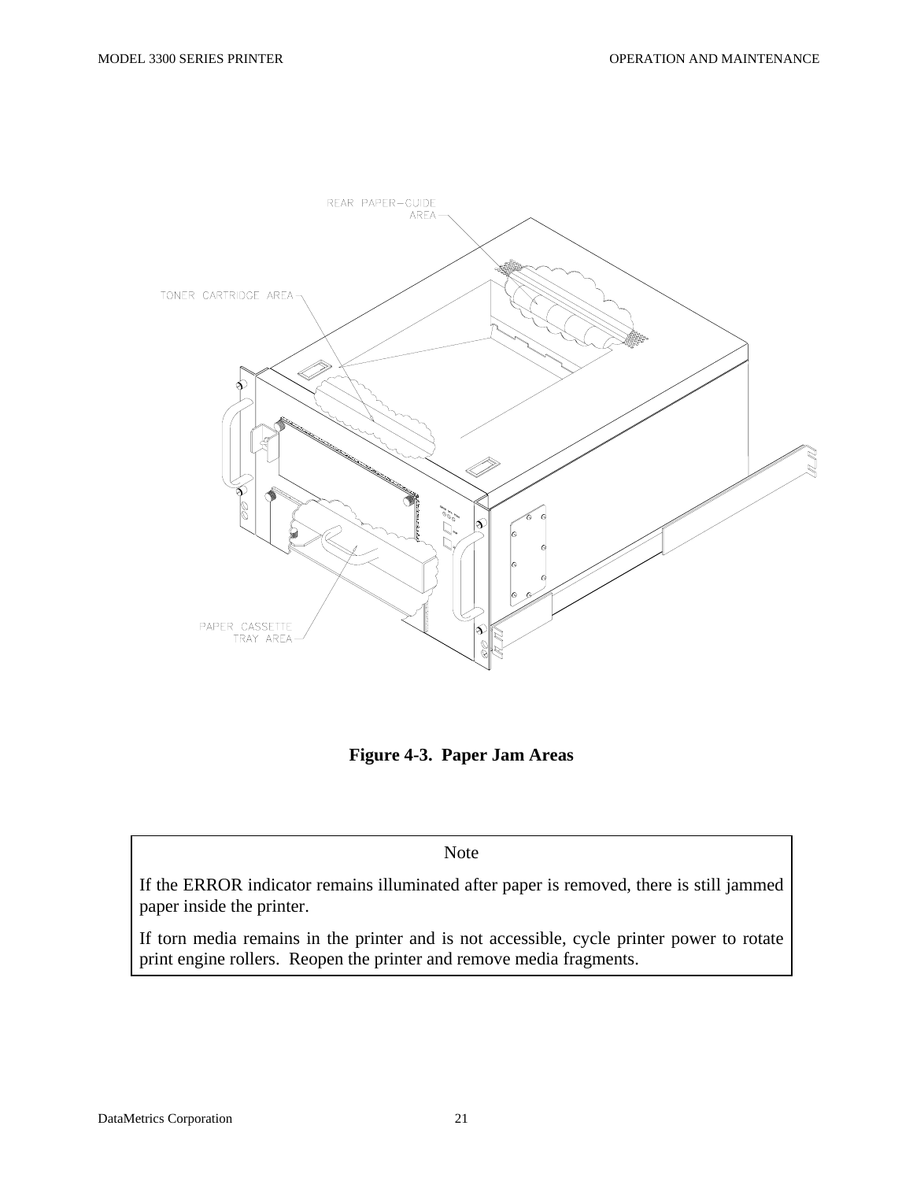**Figure 4-3. Paper Jam Areas**

> Note
>
> If the ERROR indicator remains illuminated after paper is removed, there is still jammed paper inside the printer.
>
> If torn media remains in the printer and is not accessible, cycle printer power to rotate print engine rollers. Reopen the printer and remove media fragments.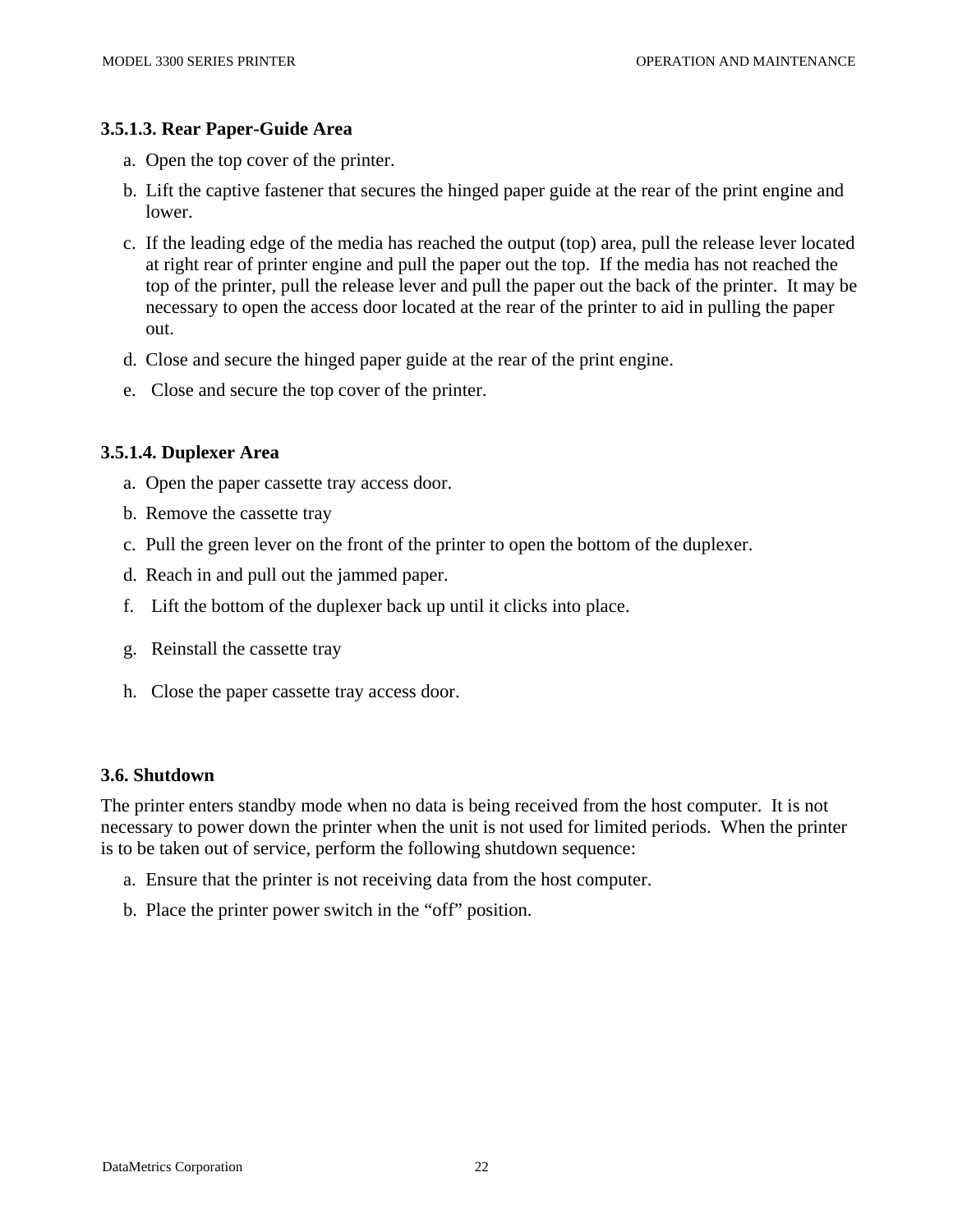### 3.5.1.3. Rear Paper-Guide Area

a. Open the top cover of the printer.

b. Lift the captive fastener that secures the hinged paper guide at the rear of the print engine and lower.

c. If the leading edge of the media has reached the output (top) area, pull the release lever located at right rear of printer engine and pull the paper out the top.  If the media has not reached the top of the printer, pull the release lever and pull the paper out the back of the printer.  It may be necessary to open the access door located at the rear of the printer to aid in pulling the paper out.

d. Close and secure the hinged paper guide at the rear of the print engine.

e. Close and secure the top cover of the printer.

### 3.5.1.4. Duplexer Area

a. Open the paper cassette tray access door.

b. Remove the cassette tray

c. Pull the green lever on the front of the printer to open the bottom of the duplexer.

d. Reach in and pull out the jammed paper.

f. Lift the bottom of the duplexer back up until it clicks into place.

g. Reinstall the cassette tray

h. Close the paper cassette tray access door.

## 3.6. Shutdown

The printer enters standby mode when no data is being received from the host computer.  It is not necessary to power down the printer when the unit is not used for limited periods.  When the printer is to be taken out of service, perform the following shutdown sequence:

a. Ensure that the printer is not receiving data from the host computer.

b. Place the printer power switch in the “off” position.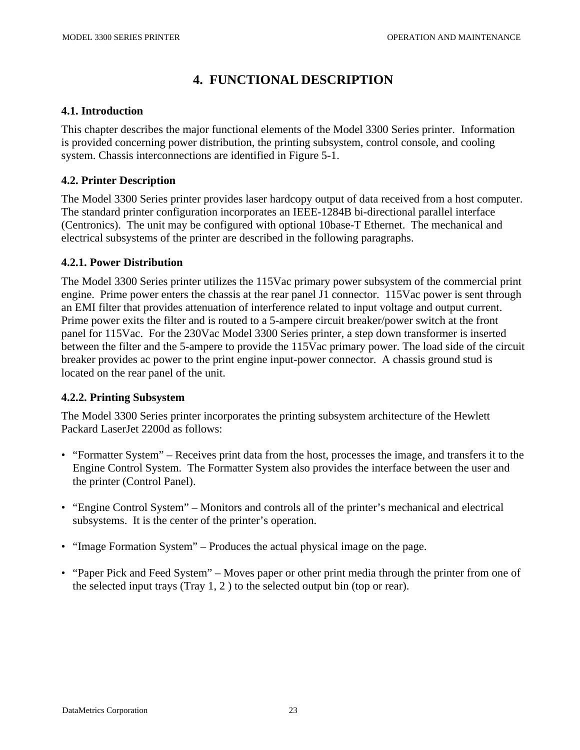# 4. FUNCTIONAL DESCRIPTION

## 4.1. Introduction

This chapter describes the major functional elements of the Model 3300 Series printer. Information is provided concerning power distribution, the printing subsystem, control console, and cooling system. Chassis interconnections are identified in Figure 5-1.

## 4.2. Printer Description

The Model 3300 Series printer provides laser hardcopy output of data received from a host computer. The standard printer configuration incorporates an IEEE-1284B bi-directional parallel interface (Centronics). The unit may be configured with optional 10base-T Ethernet. The mechanical and electrical subsystems of the printer are described in the following paragraphs.

### 4.2.1. Power Distribution

The Model 3300 Series printer utilizes the 115Vac primary power subsystem of the commercial print engine. Prime power enters the chassis at the rear panel J1 connector. 115Vac power is sent through an EMI filter that provides attenuation of interference related to input voltage and output current. Prime power exits the filter and is routed to a 5-ampere circuit breaker/power switch at the front panel for 115Vac. For the 230Vac Model 3300 Series printer, a step down transformer is inserted between the filter and the 5-ampere to provide the 115Vac primary power. The load side of the circuit breaker provides ac power to the print engine input-power connector. A chassis ground stud is located on the rear panel of the unit.

### 4.2.2. Printing Subsystem

The Model 3300 Series printer incorporates the printing subsystem architecture of the Hewlett Packard LaserJet 2200d as follows:

- "Formatter System" – Receives print data from the host, processes the image, and transfers it to the Engine Control System. The Formatter System also provides the interface between the user and the printer (Control Panel).

- "Engine Control System" – Monitors and controls all of the printer's mechanical and electrical subsystems. It is the center of the printer's operation.

- "Image Formation System" – Produces the actual physical image on the page.

- "Paper Pick and Feed System" – Moves paper or other print media through the printer from one of the selected input trays (Tray 1, 2 ) to the selected output bin (top or rear).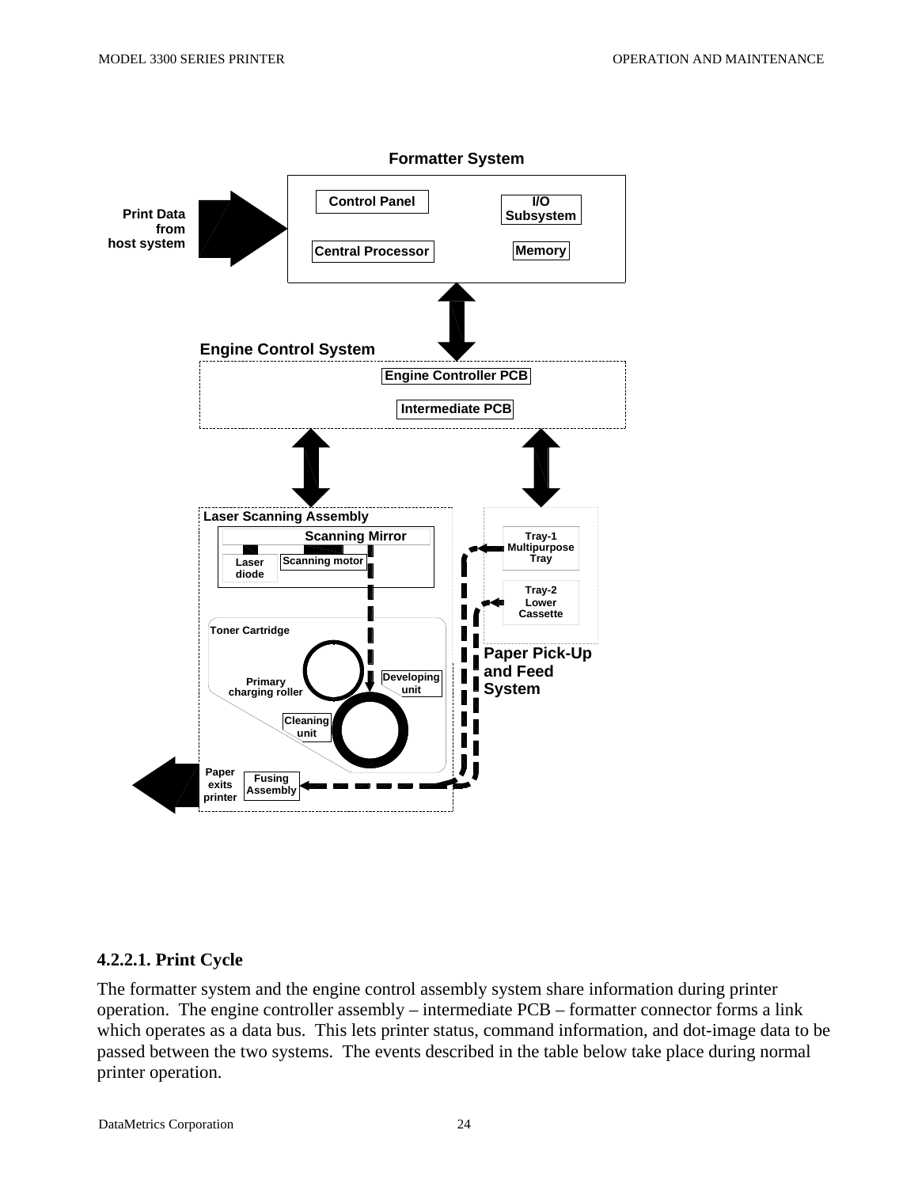### 4.2.2.1. Print Cycle

The formatter system and the engine control assembly system share information during printer operation. The engine controller assembly – intermediate PCB – formatter connector forms a link which operates as a data bus. This lets printer status, command information, and dot-image data to be passed between the two systems. The events described in the table below take place during normal printer operation.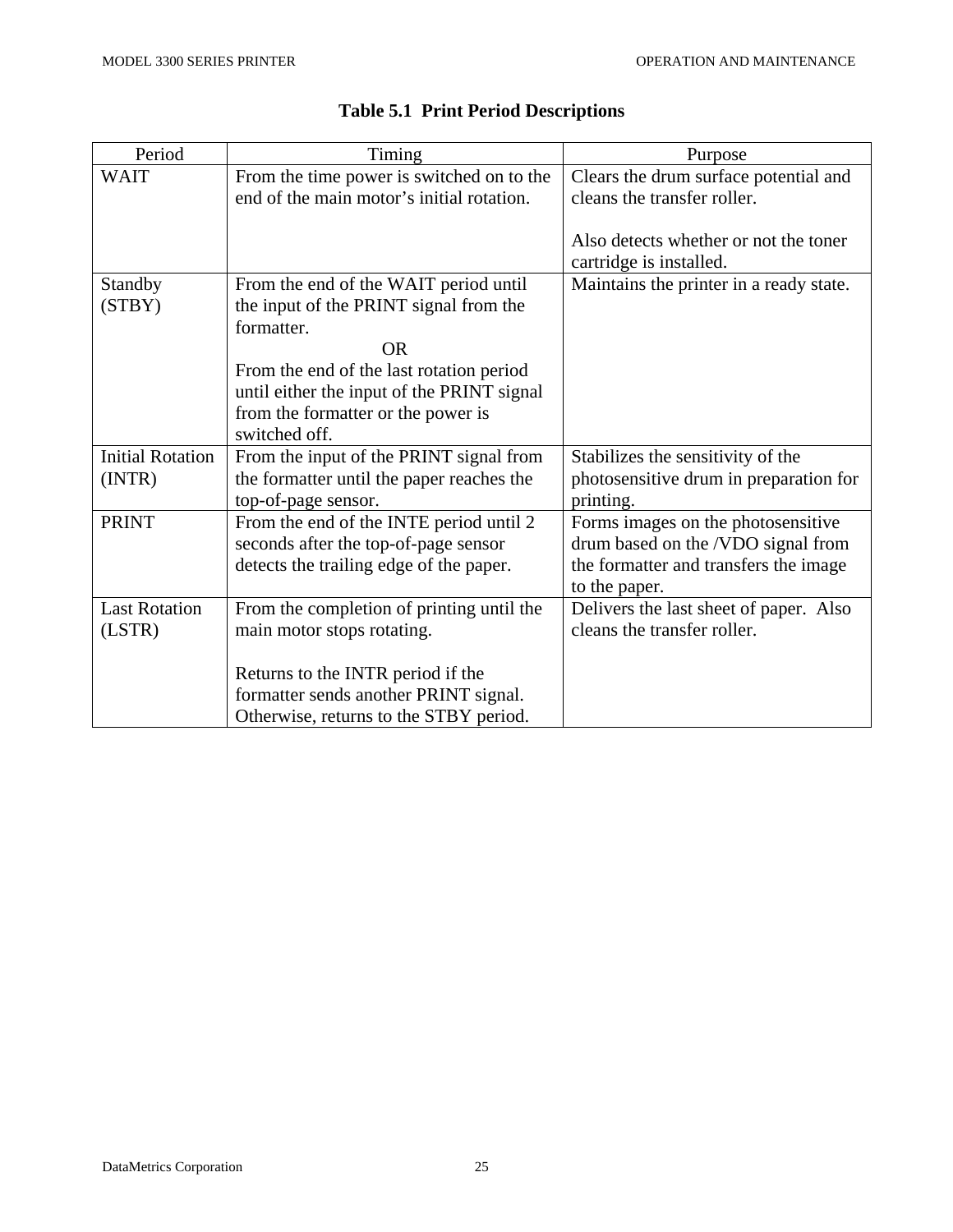**Table 5.1 Print Period Descriptions**

| Period | Timing | Purpose |
|---|---|---|
| WAIT | From the time power is switched on to the end of the main motor's initial rotation. | Clears the drum surface potential and cleans the transfer roller.<br><br>Also detects whether or not the toner cartridge is installed. |
| Standby (STBY) | From the end of the WAIT period until the input of the PRINT signal from the formatter.<br>OR<br>From the end of the last rotation period until either the input of the PRINT signal from the formatter or the power is switched off. | Maintains the printer in a ready state. |
| Initial Rotation (INTR) | From the input of the PRINT signal from the formatter until the paper reaches the top-of-page sensor. | Stabilizes the sensitivity of the photosensitive drum in preparation for printing. |
| PRINT | From the end of the INTE period until 2 seconds after the top-of-page sensor detects the trailing edge of the paper. | Forms images on the photosensitive drum based on the /VDO signal from the formatter and transfers the image to the paper. |
| Last Rotation (LSTR) | From the completion of printing until the main motor stops rotating.<br><br>Returns to the INTR period if the formatter sends another PRINT signal. Otherwise, returns to the STBY period. | Delivers the last sheet of paper. Also cleans the transfer roller. |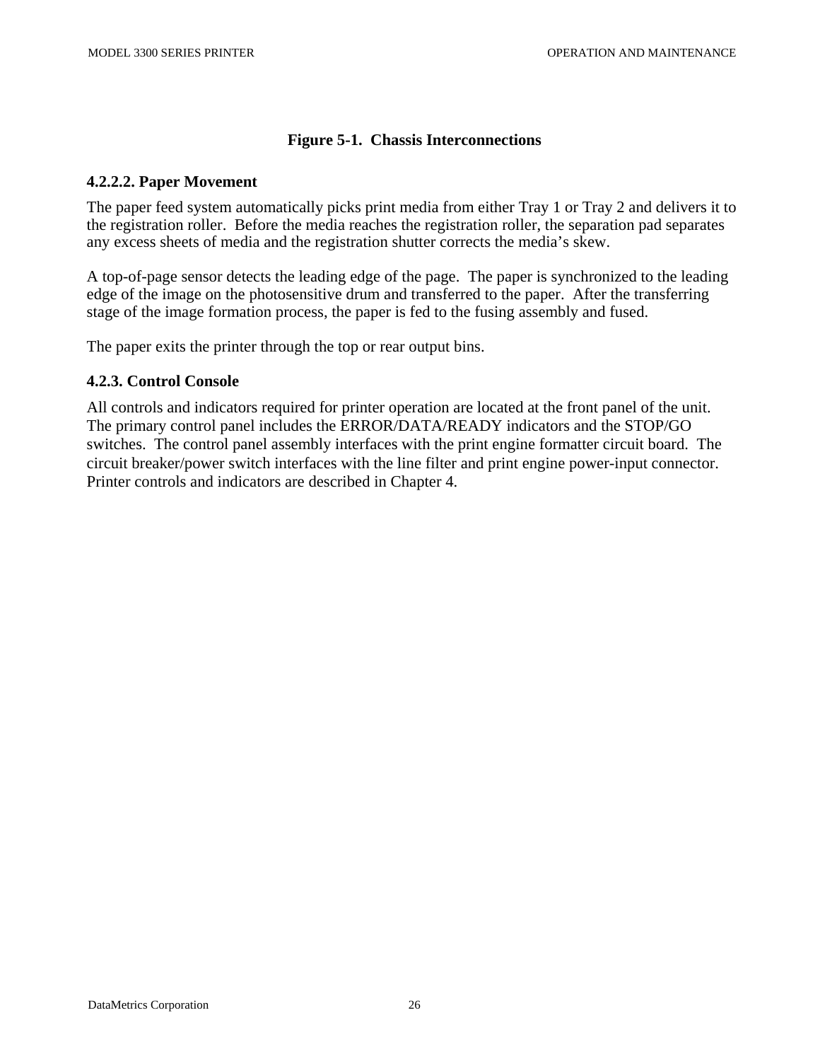**Figure 5-1.  Chassis Interconnections**

#### 4.2.2.2. Paper Movement

The paper feed system automatically picks print media from either Tray 1 or Tray 2 and delivers it to the registration roller.  Before the media reaches the registration roller, the separation pad separates any excess sheets of media and the registration shutter corrects the media's skew.

A top-of-page sensor detects the leading edge of the page.  The paper is synchronized to the leading edge of the image on the photosensitive drum and transferred to the paper.  After the transferring stage of the image formation process, the paper is fed to the fusing assembly and fused.

The paper exits the printer through the top or rear output bins.

### 4.2.3. Control Console

All controls and indicators required for printer operation are located at the front panel of the unit.  The primary control panel includes the ERROR/DATA/READY indicators and the STOP/GO switches.  The control panel assembly interfaces with the print engine formatter circuit board.  The circuit breaker/power switch interfaces with the line filter and print engine power-input connector.  Printer controls and indicators are described in Chapter 4.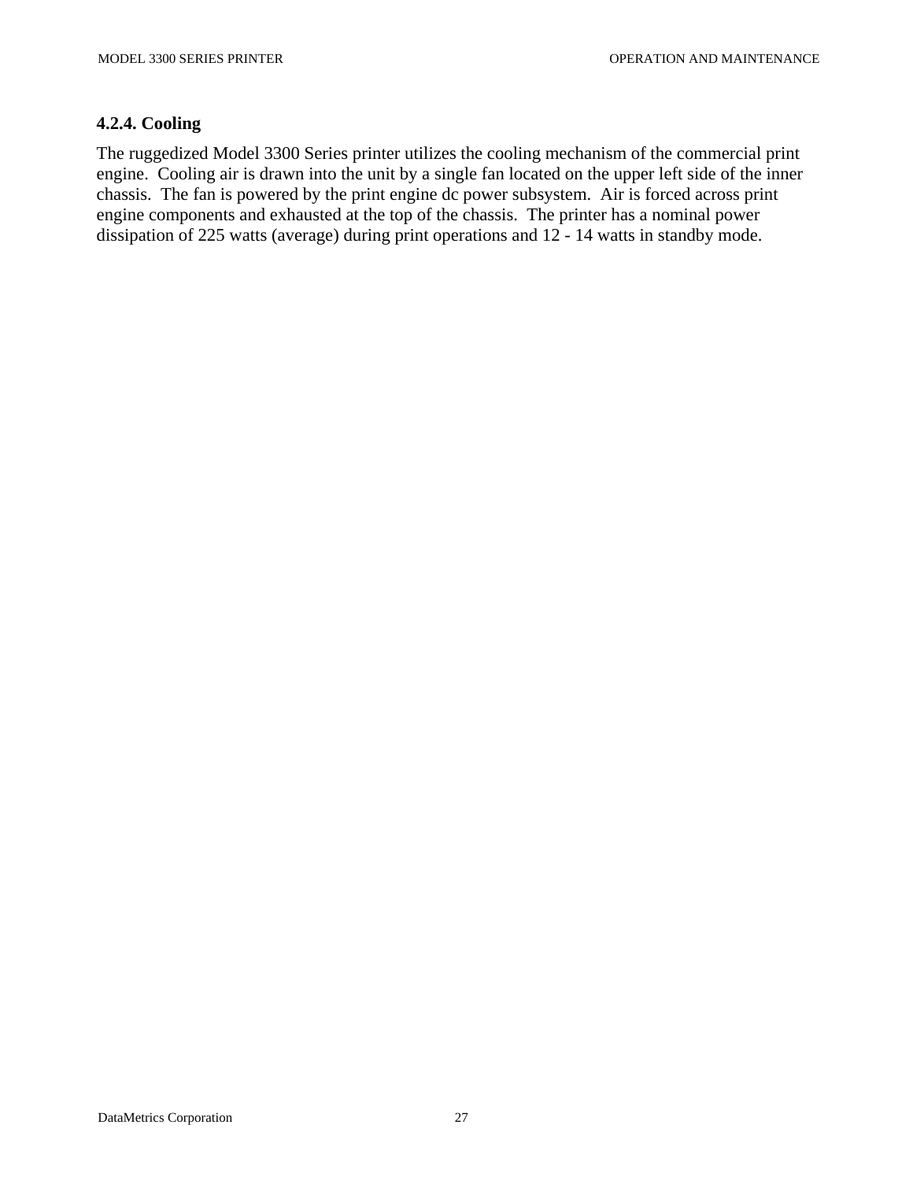#### 4.2.4. Cooling

The ruggedized Model 3300 Series printer utilizes the cooling mechanism of the commercial print engine. Cooling air is drawn into the unit by a single fan located on the upper left side of the inner chassis. The fan is powered by the print engine dc power subsystem. Air is forced across print engine components and exhausted at the top of the chassis. The printer has a nominal power dissipation of 225 watts (average) during print operations and 12 - 14 watts in standby mode.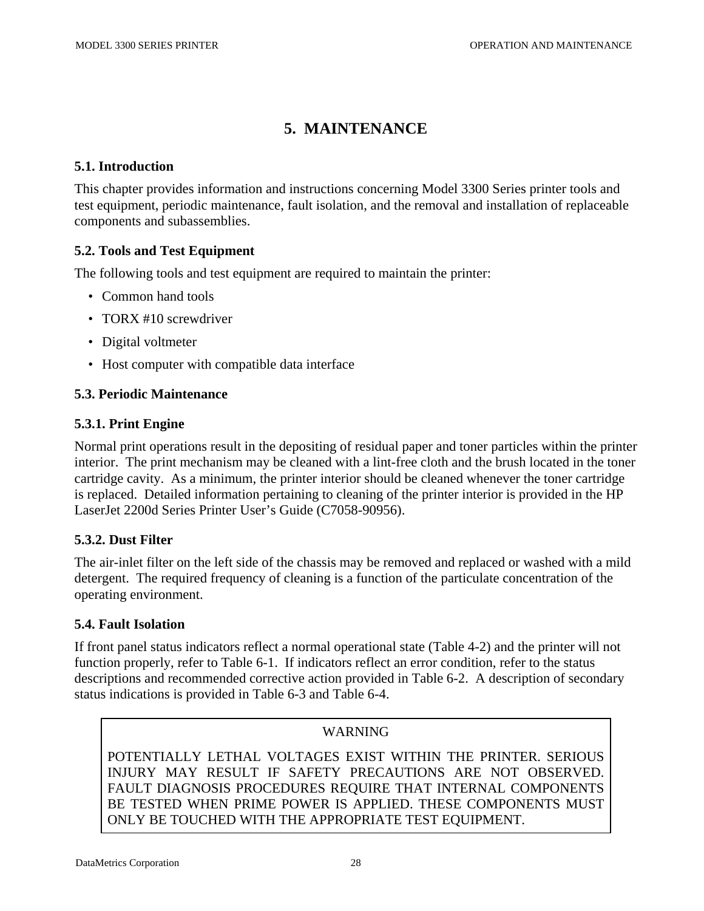# 5. MAINTENANCE

## 5.1. Introduction

This chapter provides information and instructions concerning Model 3300 Series printer tools and test equipment, periodic maintenance, fault isolation, and the removal and installation of replaceable components and subassemblies.

## 5.2. Tools and Test Equipment

The following tools and test equipment are required to maintain the printer:

- Common hand tools
- TORX #10 screwdriver
- Digital voltmeter
- Host computer with compatible data interface

## 5.3. Periodic Maintenance

### 5.3.1. Print Engine

Normal print operations result in the depositing of residual paper and toner particles within the printer interior. The print mechanism may be cleaned with a lint-free cloth and the brush located in the toner cartridge cavity. As a minimum, the printer interior should be cleaned whenever the toner cartridge is replaced. Detailed information pertaining to cleaning of the printer interior is provided in the HP LaserJet 2200d Series Printer User's Guide (C7058-90956).

### 5.3.2. Dust Filter

The air-inlet filter on the left side of the chassis may be removed and replaced or washed with a mild detergent. The required frequency of cleaning is a function of the particulate concentration of the operating environment.

## 5.4. Fault Isolation

If front panel status indicators reflect a normal operational state (Table 4-2) and the printer will not function properly, refer to Table 6-1. If indicators reflect an error condition, refer to the status descriptions and recommended corrective action provided in Table 6-2. A description of secondary status indications is provided in Table 6-3 and Table 6-4.

> WARNING
>
> POTENTIALLY LETHAL VOLTAGES EXIST WITHIN THE PRINTER. SERIOUS INJURY MAY RESULT IF SAFETY PRECAUTIONS ARE NOT OBSERVED. FAULT DIAGNOSIS PROCEDURES REQUIRE THAT INTERNAL COMPONENTS BE TESTED WHEN PRIME POWER IS APPLIED. THESE COMPONENTS MUST ONLY BE TOUCHED WITH THE APPROPRIATE TEST EQUIPMENT.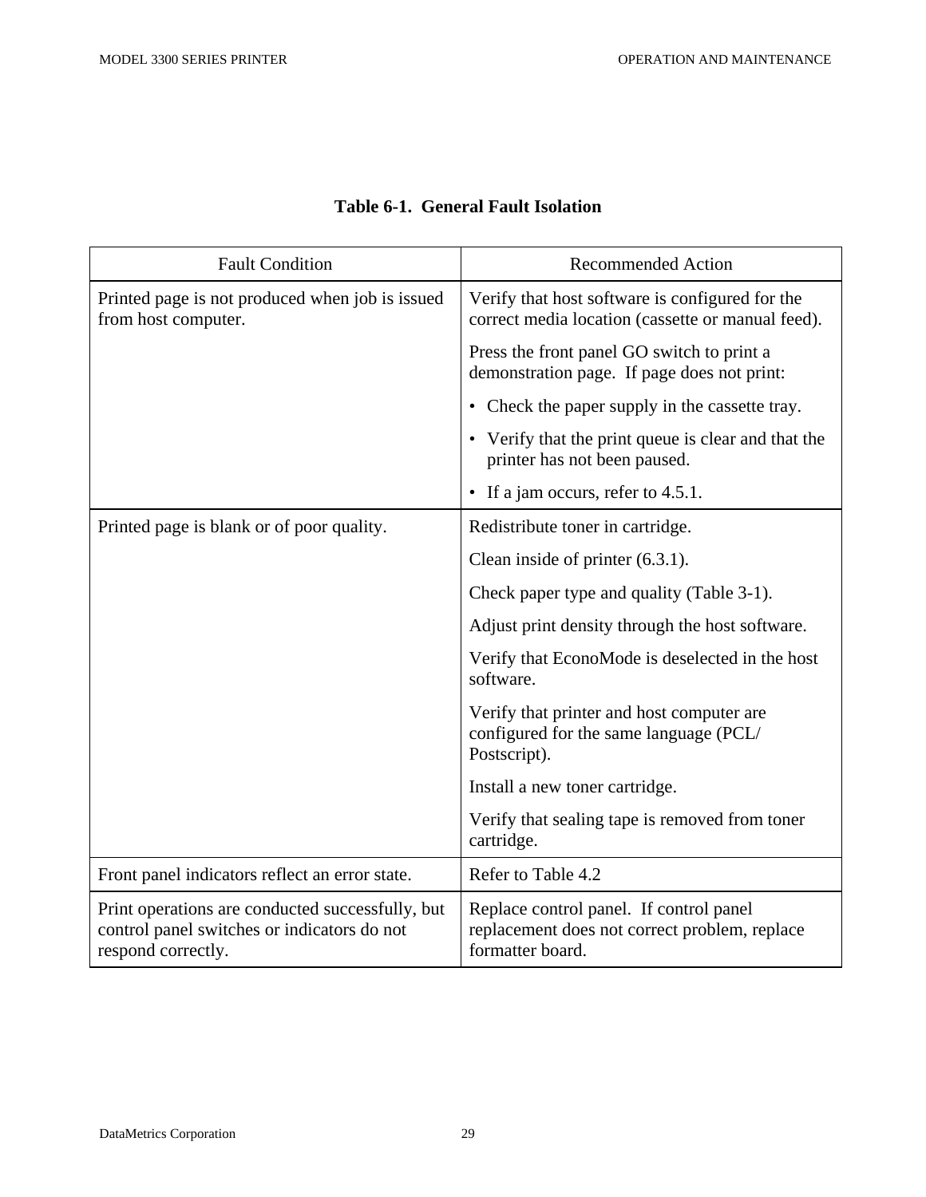**Table 6-1. General Fault Isolation**

| Fault Condition | Recommended Action |
| --- | --- |
| Printed page is not produced when job is issued from host computer. | Verify that host software is configured for the correct media location (cassette or manual feed).<br><br>Press the front panel GO switch to print a demonstration page. If page does not print:<br><br>• Check the paper supply in the cassette tray.<br><br>• Verify that the print queue is clear and that the printer has not been paused.<br><br>• If a jam occurs, refer to 4.5.1. |
| Printed page is blank or of poor quality. | Redistribute toner in cartridge.<br><br>Clean inside of printer (6.3.1).<br><br>Check paper type and quality (Table 3-1).<br><br>Adjust print density through the host software.<br><br>Verify that EconoMode is deselected in the host software.<br><br>Verify that printer and host computer are configured for the same language (PCL/ Postscript).<br><br>Install a new toner cartridge.<br><br>Verify that sealing tape is removed from toner cartridge. |
| Front panel indicators reflect an error state. | Refer to Table 4.2 |
| Print operations are conducted successfully, but control panel switches or indicators do not respond correctly. | Replace control panel. If control panel replacement does not correct problem, replace formatter board. |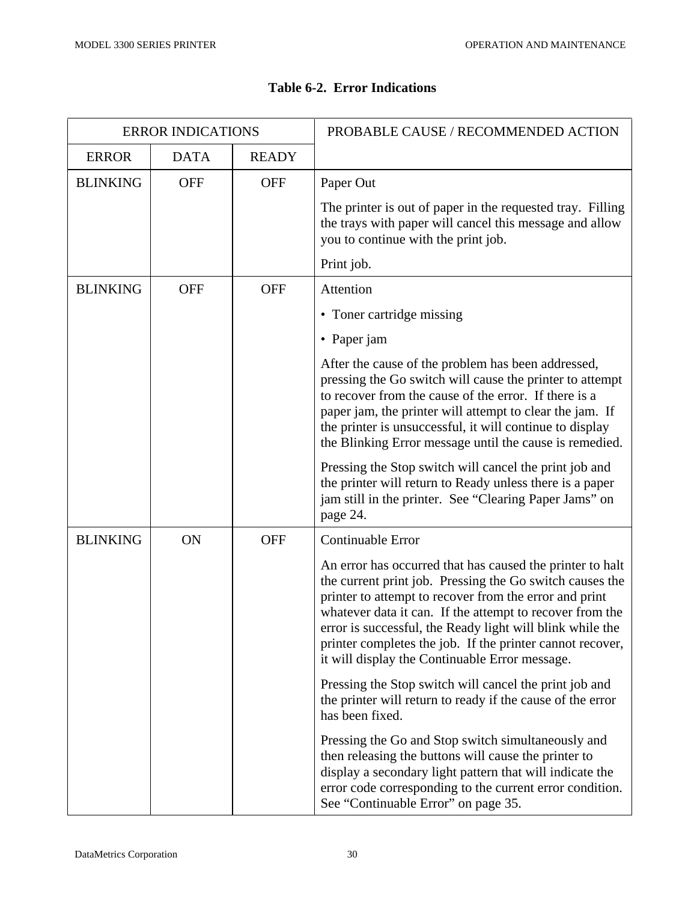**Table 6-2. Error Indications**

| ERROR INDICATIONS | | | PROBABLE CAUSE / RECOMMENDED ACTION |
|---|---|---|---|
| ERROR | DATA | READY | |
| BLINKING | OFF | OFF | Paper Out<br><br>The printer is out of paper in the requested tray. Filling the trays with paper will cancel this message and allow you to continue with the print job.<br><br>Print job. |
| BLINKING | OFF | OFF | Attention<br><br>• Toner cartridge missing<br><br>• Paper jam<br><br>After the cause of the problem has been addressed, pressing the Go switch will cause the printer to attempt to recover from the cause of the error. If there is a paper jam, the printer will attempt to clear the jam. If the printer is unsuccessful, it will continue to display the Blinking Error message until the cause is remedied.<br><br>Pressing the Stop switch will cancel the print job and the printer will return to Ready unless there is a paper jam still in the printer. See "Clearing Paper Jams" on page 24. |
| BLINKING | ON | OFF | Continuable Error<br><br>An error has occurred that has caused the printer to halt the current print job. Pressing the Go switch causes the printer to attempt to recover from the error and print whatever data it can. If the attempt to recover from the error is successful, the Ready light will blink while the printer completes the job. If the printer cannot recover, it will display the Continuable Error message.<br><br>Pressing the Stop switch will cancel the print job and the printer will return to ready if the cause of the error has been fixed.<br><br>Pressing the Go and Stop switch simultaneously and then releasing the buttons will cause the printer to display a secondary light pattern that will indicate the error code corresponding to the current error condition. See "Continuable Error" on page 35. |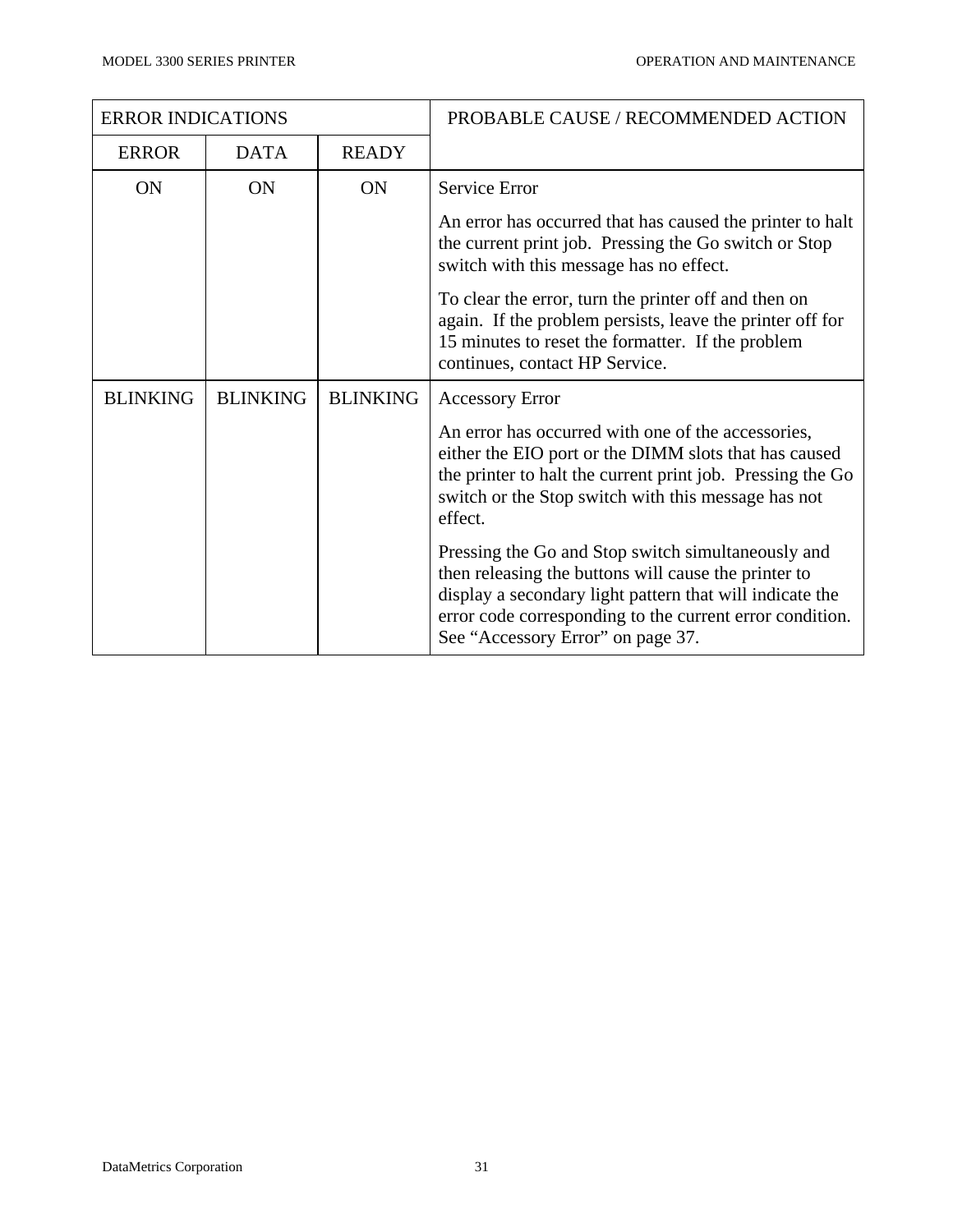| ERROR INDICATIONS | | | PROBABLE CAUSE / RECOMMENDED ACTION |
|---|---|---|---|
| ERROR | DATA | READY | |
| ON | ON | ON | Service Error<br><br>An error has occurred that has caused the printer to halt the current print job. Pressing the Go switch or Stop switch with this message has no effect.<br><br>To clear the error, turn the printer off and then on again. If the problem persists, leave the printer off for 15 minutes to reset the formatter. If the problem continues, contact HP Service. |
| BLINKING | BLINKING | BLINKING | Accessory Error<br><br>An error has occurred with one of the accessories, either the EIO port or the DIMM slots that has caused the printer to halt the current print job. Pressing the Go switch or the Stop switch with this message has not effect.<br><br>Pressing the Go and Stop switch simultaneously and then releasing the buttons will cause the printer to display a secondary light pattern that will indicate the error code corresponding to the current error condition. See "Accessory Error" on page 37. |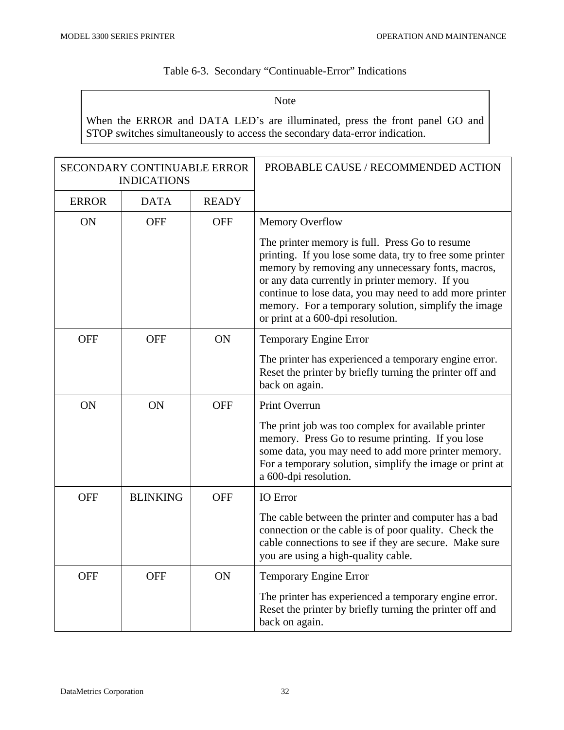Table 6-3. Secondary “Continuable-Error” Indications

> Note
>
> When the ERROR and DATA LED’s are illuminated, press the front panel GO and STOP switches simultaneously to access the secondary data-error indication.

| SECONDARY CONTINUABLE ERROR INDICATIONS | | | PROBABLE CAUSE / RECOMMENDED ACTION |
|---|---|---|---|
| ERROR | DATA | READY | |
| ON | OFF | OFF | Memory Overflow<br><br>The printer memory is full. Press Go to resume printing. If you lose some data, try to free some printer memory by removing any unnecessary fonts, macros, or any data currently in printer memory. If you continue to lose data, you may need to add more printer memory. For a temporary solution, simplify the image or print at a 600-dpi resolution. |
| OFF | OFF | ON | Temporary Engine Error<br><br>The printer has experienced a temporary engine error. Reset the printer by briefly turning the printer off and back on again. |
| ON | ON | OFF | Print Overrun<br><br>The print job was too complex for available printer memory. Press Go to resume printing. If you lose some data, you may need to add more printer memory. For a temporary solution, simplify the image or print at a 600-dpi resolution. |
| OFF | BLINKING | OFF | IO Error<br><br>The cable between the printer and computer has a bad connection or the cable is of poor quality. Check the cable connections to see if they are secure. Make sure you are using a high-quality cable. |
| OFF | OFF | ON | Temporary Engine Error<br><br>The printer has experienced a temporary engine error. Reset the printer by briefly turning the printer off and back on again. |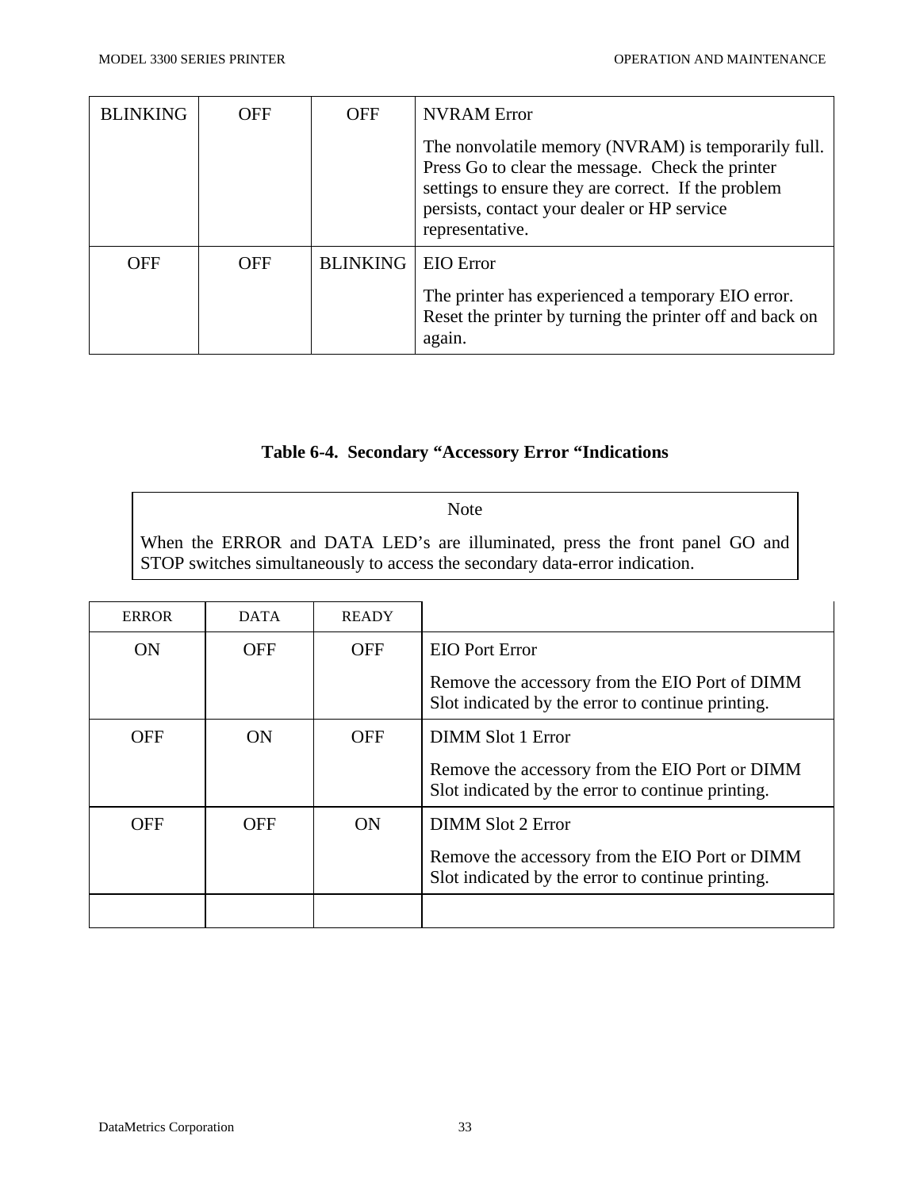| BLINKING | OFF | OFF | NVRAM Error<br><br>The nonvolatile memory (NVRAM) is temporarily full. Press Go to clear the message. Check the printer settings to ensure they are correct. If the problem persists, contact your dealer or HP service representative. |
|---|---|---|---|
| OFF | OFF | BLINKING | EIO Error<br><br>The printer has experienced a temporary EIO error. Reset the printer by turning the printer off and back on again. |

**Table 6-4. Secondary "Accessory Error "Indications**

> Note
>
> When the ERROR and DATA LED's are illuminated, press the front panel GO and STOP switches simultaneously to access the secondary data-error indication.

| ERROR | DATA | READY | |
|---|---|---|---|
| ON | OFF | OFF | EIO Port Error<br><br>Remove the accessory from the EIO Port of DIMM Slot indicated by the error to continue printing. |
| OFF | ON | OFF | DIMM Slot 1 Error<br><br>Remove the accessory from the EIO Port or DIMM Slot indicated by the error to continue printing. |
| OFF | OFF | ON | DIMM Slot 2 Error<br><br>Remove the accessory from the EIO Port or DIMM Slot indicated by the error to continue printing. |
| | | | |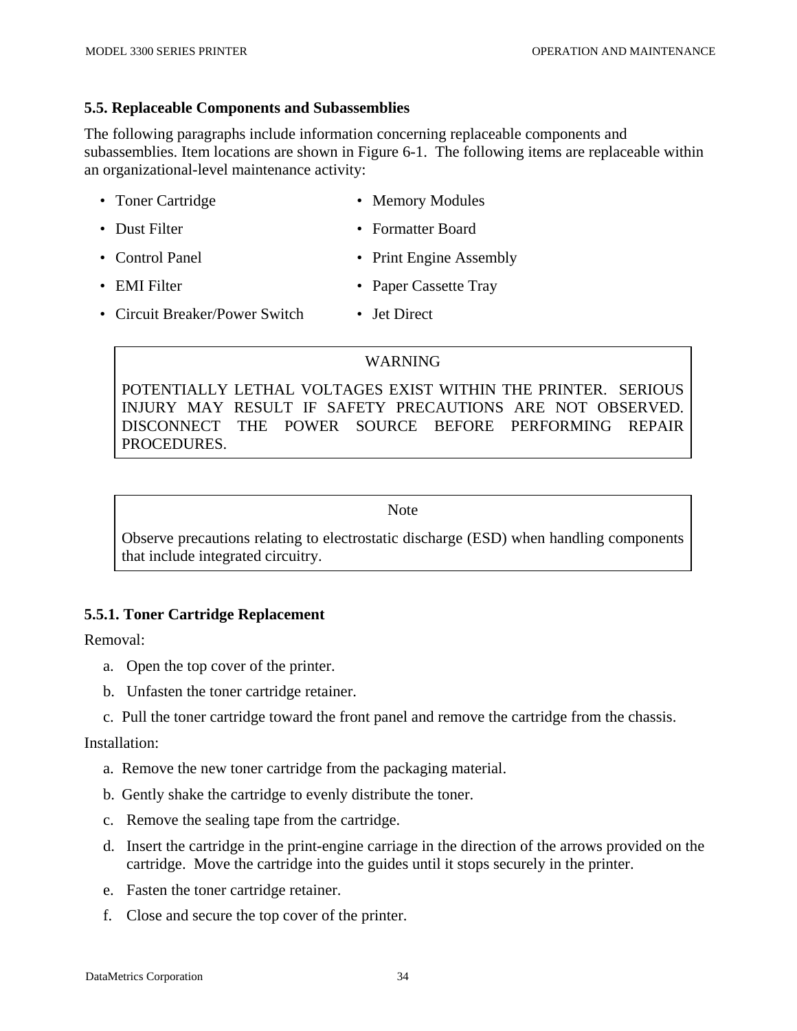### 5.5. Replaceable Components and Subassemblies

The following paragraphs include information concerning replaceable components and subassemblies. Item locations are shown in Figure 6-1. The following items are replaceable within an organizational-level maintenance activity:

- Toner Cartridge
- Dust Filter
- Control Panel
- EMI Filter
- Circuit Breaker/Power Switch
- Memory Modules
- Formatter Board
- Print Engine Assembly
- Paper Cassette Tray
- Jet Direct

> WARNING
>
> POTENTIALLY LETHAL VOLTAGES EXIST WITHIN THE PRINTER. SERIOUS INJURY MAY RESULT IF SAFETY PRECAUTIONS ARE NOT OBSERVED. DISCONNECT THE POWER SOURCE BEFORE PERFORMING REPAIR PROCEDURES.

> Note
>
> Observe precautions relating to electrostatic discharge (ESD) when handling components that include integrated circuitry.

#### 5.5.1. Toner Cartridge Replacement

Removal:

a. Open the top cover of the printer.

b. Unfasten the toner cartridge retainer.

c. Pull the toner cartridge toward the front panel and remove the cartridge from the chassis.

Installation:

a. Remove the new toner cartridge from the packaging material.

b. Gently shake the cartridge to evenly distribute the toner.

c. Remove the sealing tape from the cartridge.

d. Insert the cartridge in the print-engine carriage in the direction of the arrows provided on the cartridge. Move the cartridge into the guides until it stops securely in the printer.

e. Fasten the toner cartridge retainer.

f. Close and secure the top cover of the printer.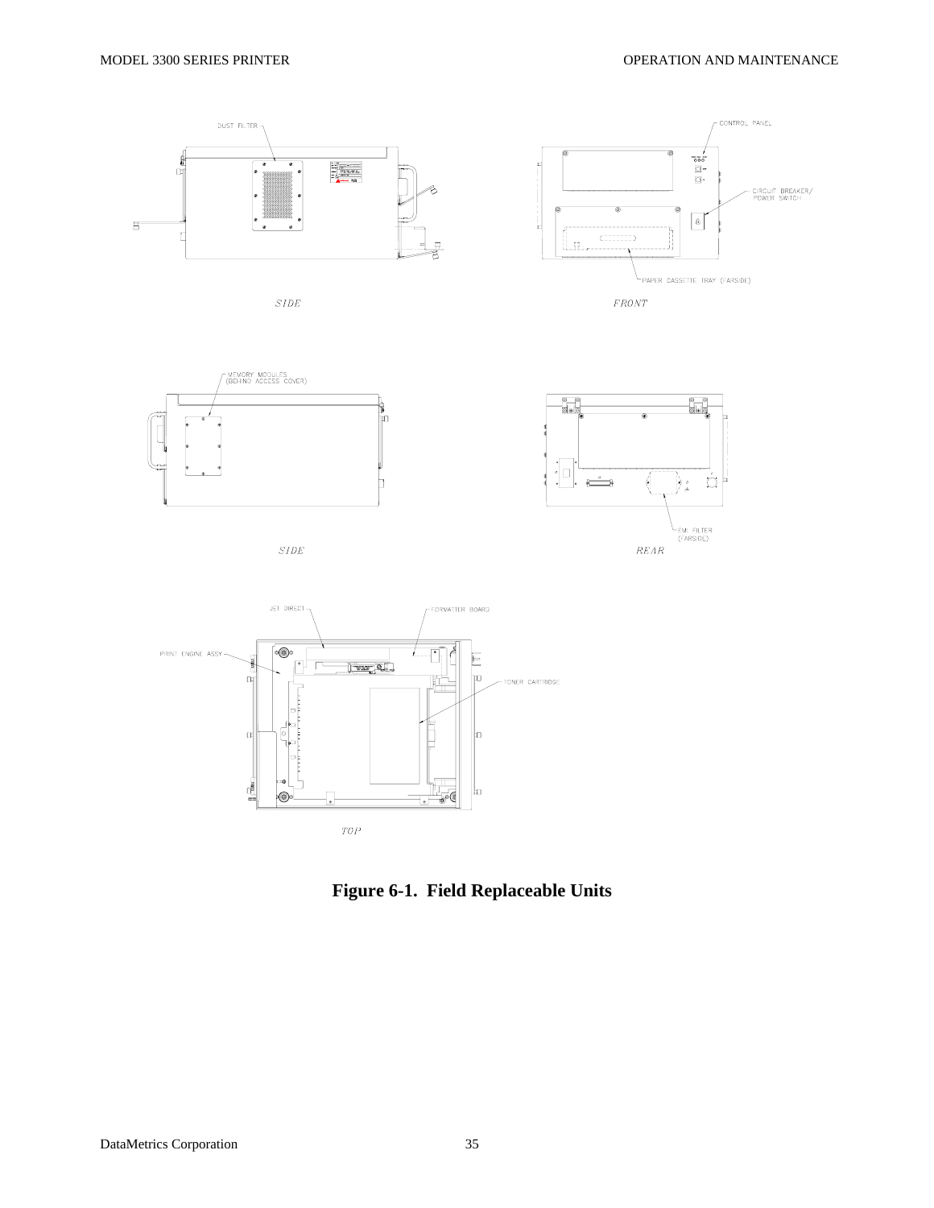DUST FILTER

CONTROL PANEL

CIRCUIT BREAKER/
POWER SWITCH

PAPER CASSETTE TRAY (FARSIDE)

*SIDE*

*FRONT*

MEMORY MODULES
(BEHIND ACCESS COVER)

EMI FILTER
(FARSIDE)

*SIDE*

*REAR*

JET DIRECT

FORMATTER BOARD

PRINT ENGINE ASSY

TONER CARTRIDGE

*TOP*

**Figure 6-1. Field Replaceable Units**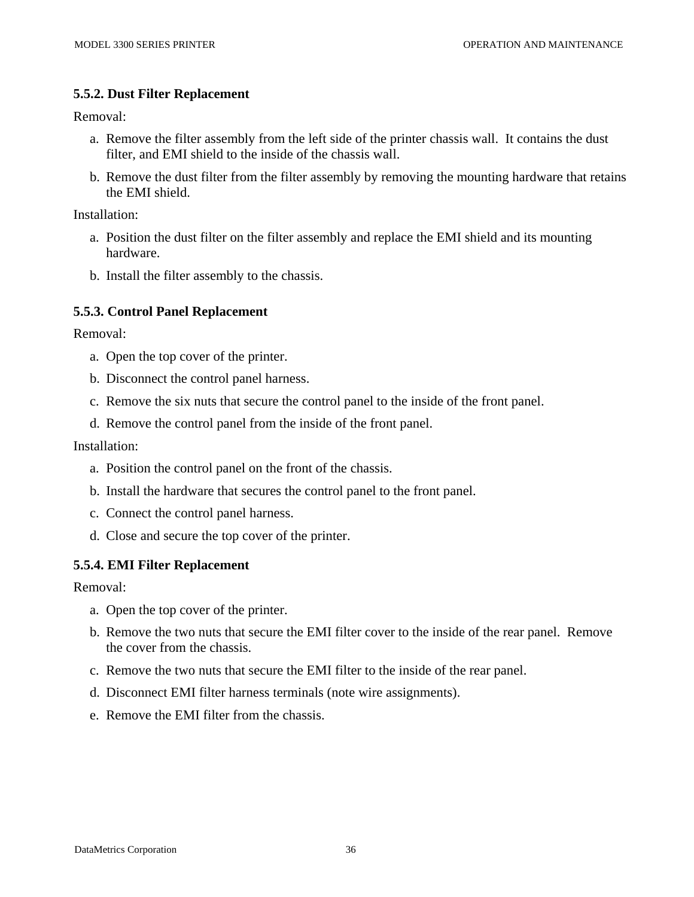### 5.5.2. Dust Filter Replacement

Removal:

a. Remove the filter assembly from the left side of the printer chassis wall. It contains the dust filter, and EMI shield to the inside of the chassis wall.
b. Remove the dust filter from the filter assembly by removing the mounting hardware that retains the EMI shield.

Installation:

a. Position the dust filter on the filter assembly and replace the EMI shield and its mounting hardware.
b. Install the filter assembly to the chassis.

### 5.5.3. Control Panel Replacement

Removal:

a. Open the top cover of the printer.
b. Disconnect the control panel harness.
c. Remove the six nuts that secure the control panel to the inside of the front panel.
d. Remove the control panel from the inside of the front panel.

Installation:

a. Position the control panel on the front of the chassis.
b. Install the hardware that secures the control panel to the front panel.
c. Connect the control panel harness.
d. Close and secure the top cover of the printer.

### 5.5.4. EMI Filter Replacement

Removal:

a. Open the top cover of the printer.
b. Remove the two nuts that secure the EMI filter cover to the inside of the rear panel. Remove the cover from the chassis.
c. Remove the two nuts that secure the EMI filter to the inside of the rear panel.
d. Disconnect EMI filter harness terminals (note wire assignments).
e. Remove the EMI filter from the chassis.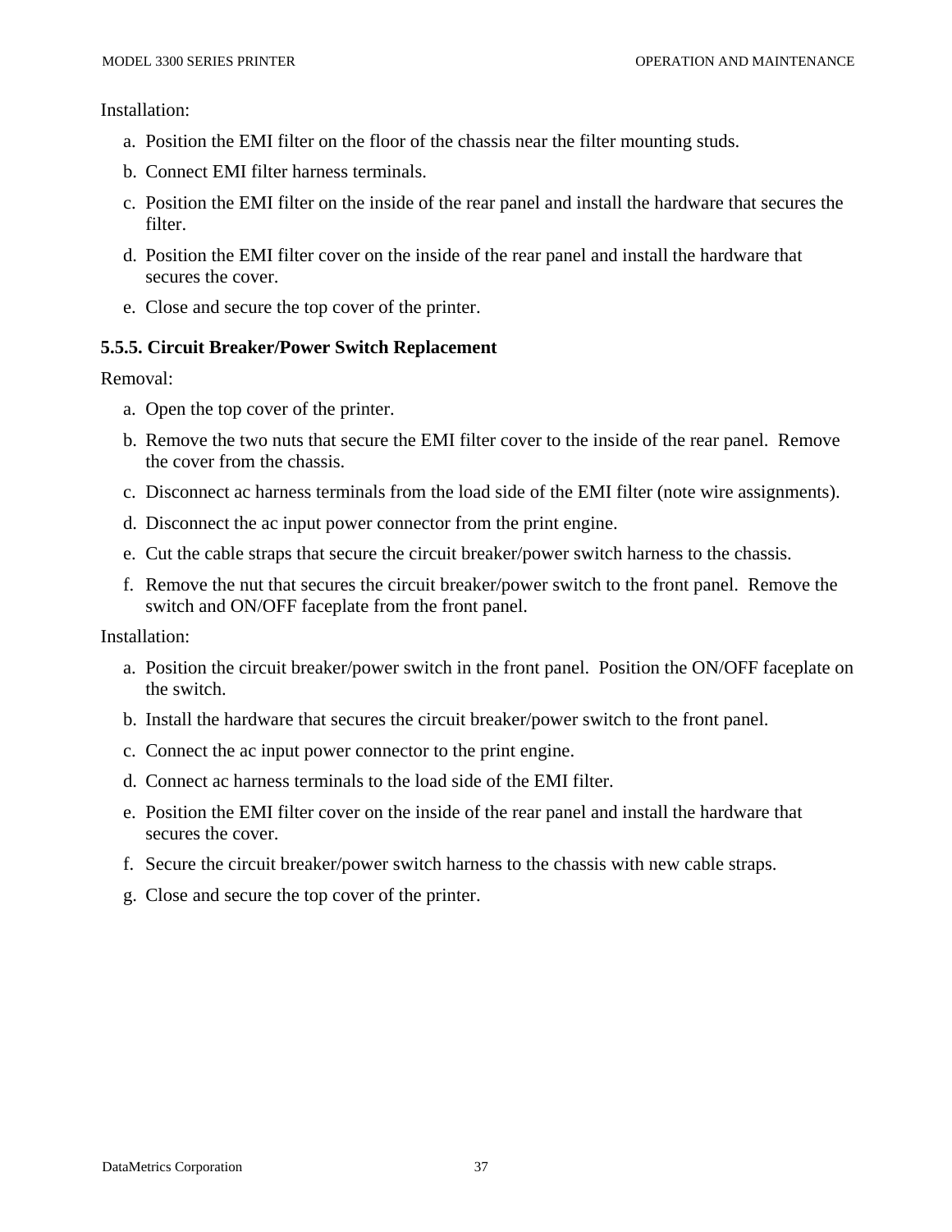Installation:

a. Position the EMI filter on the floor of the chassis near the filter mounting studs.

b. Connect EMI filter harness terminals.

c. Position the EMI filter on the inside of the rear panel and install the hardware that secures the filter.

d. Position the EMI filter cover on the inside of the rear panel and install the hardware that secures the cover.

e. Close and secure the top cover of the printer.

### 5.5.5. Circuit Breaker/Power Switch Replacement

Removal:

a. Open the top cover of the printer.

b. Remove the two nuts that secure the EMI filter cover to the inside of the rear panel. Remove the cover from the chassis.

c. Disconnect ac harness terminals from the load side of the EMI filter (note wire assignments).

d. Disconnect the ac input power connector from the print engine.

e. Cut the cable straps that secure the circuit breaker/power switch harness to the chassis.

f. Remove the nut that secures the circuit breaker/power switch to the front panel. Remove the switch and ON/OFF faceplate from the front panel.

Installation:

a. Position the circuit breaker/power switch in the front panel. Position the ON/OFF faceplate on the switch.

b. Install the hardware that secures the circuit breaker/power switch to the front panel.

c. Connect the ac input power connector to the print engine.

d. Connect ac harness terminals to the load side of the EMI filter.

e. Position the EMI filter cover on the inside of the rear panel and install the hardware that secures the cover.

f. Secure the circuit breaker/power switch harness to the chassis with new cable straps.

g. Close and secure the top cover of the printer.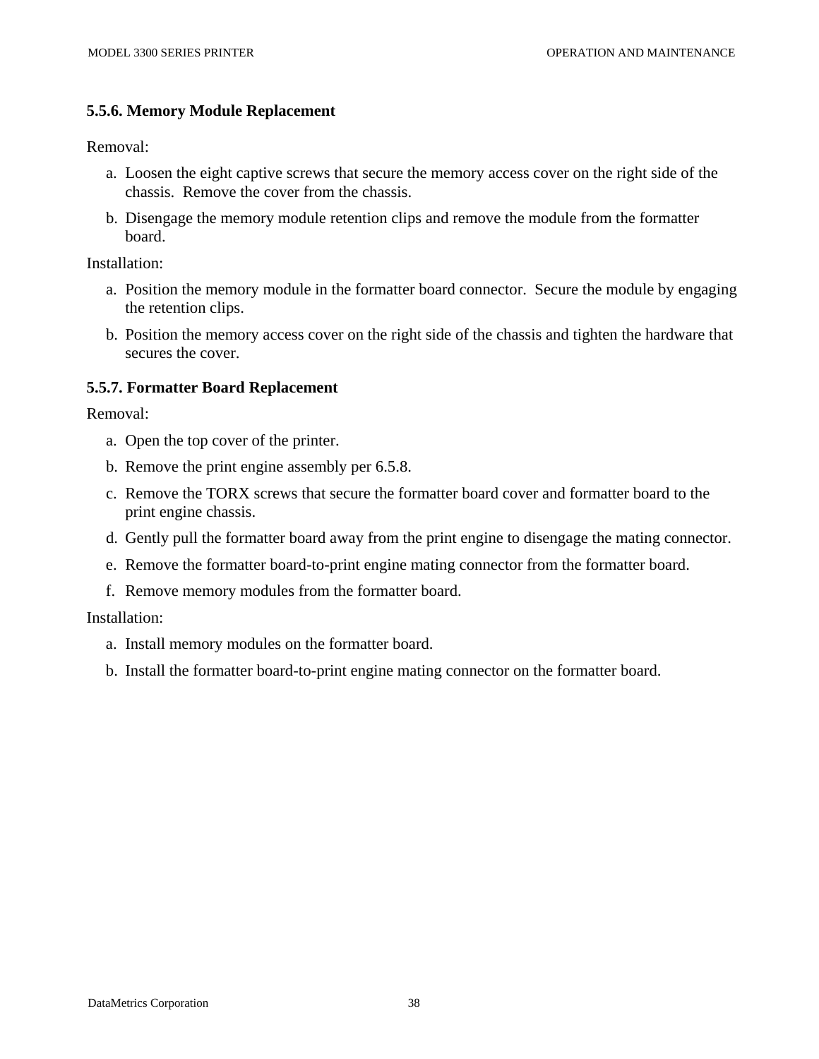### 5.5.6. Memory Module Replacement

Removal:

a. Loosen the eight captive screws that secure the memory access cover on the right side of the chassis. Remove the cover from the chassis.
b. Disengage the memory module retention clips and remove the module from the formatter board.

Installation:

a. Position the memory module in the formatter board connector. Secure the module by engaging the retention clips.
b. Position the memory access cover on the right side of the chassis and tighten the hardware that secures the cover.

### 5.5.7. Formatter Board Replacement

Removal:

a. Open the top cover of the printer.
b. Remove the print engine assembly per 6.5.8.
c. Remove the TORX screws that secure the formatter board cover and formatter board to the print engine chassis.
d. Gently pull the formatter board away from the print engine to disengage the mating connector.
e. Remove the formatter board-to-print engine mating connector from the formatter board.
f. Remove memory modules from the formatter board.

Installation:

a. Install memory modules on the formatter board.
b. Install the formatter board-to-print engine mating connector on the formatter board.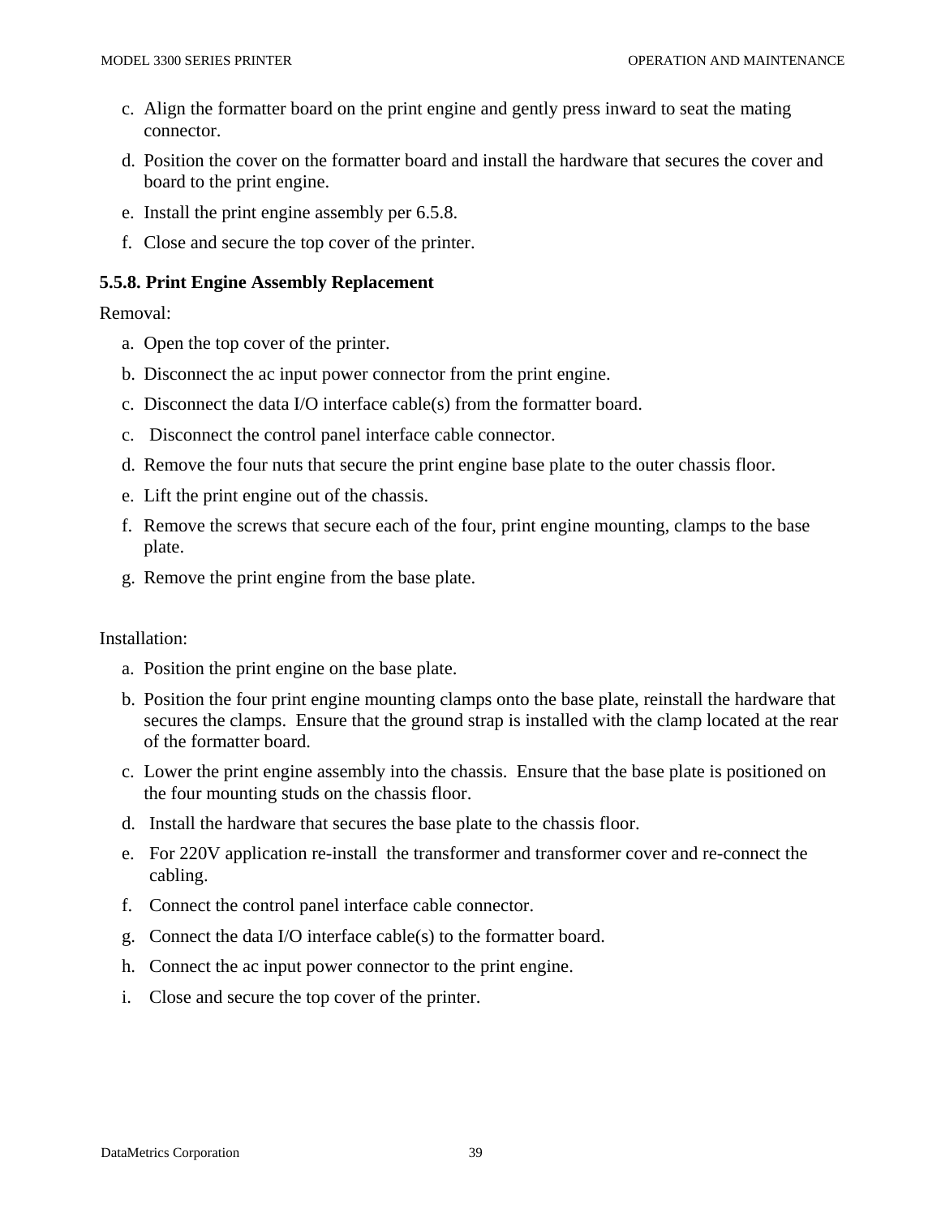c. Align the formatter board on the print engine and gently press inward to seat the mating connector.

d. Position the cover on the formatter board and install the hardware that secures the cover and board to the print engine.

e. Install the print engine assembly per 6.5.8.

f. Close and secure the top cover of the printer.

### 5.5.8. Print Engine Assembly Replacement

Removal:

a. Open the top cover of the printer.

b. Disconnect the ac input power connector from the print engine.

c. Disconnect the data I/O interface cable(s) from the formatter board.

c. Disconnect the control panel interface cable connector.

d. Remove the four nuts that secure the print engine base plate to the outer chassis floor.

e. Lift the print engine out of the chassis.

f. Remove the screws that secure each of the four, print engine mounting, clamps to the base plate.

g. Remove the print engine from the base plate.

Installation:

a. Position the print engine on the base plate.

b. Position the four print engine mounting clamps onto the base plate, reinstall the hardware that secures the clamps. Ensure that the ground strap is installed with the clamp located at the rear of the formatter board.

c. Lower the print engine assembly into the chassis. Ensure that the base plate is positioned on the four mounting studs on the chassis floor.

d. Install the hardware that secures the base plate to the chassis floor.

e. For 220V application re-install the transformer and transformer cover and re-connect the cabling.

f. Connect the control panel interface cable connector.

g. Connect the data I/O interface cable(s) to the formatter board.

h. Connect the ac input power connector to the print engine.

i. Close and secure the top cover of the printer.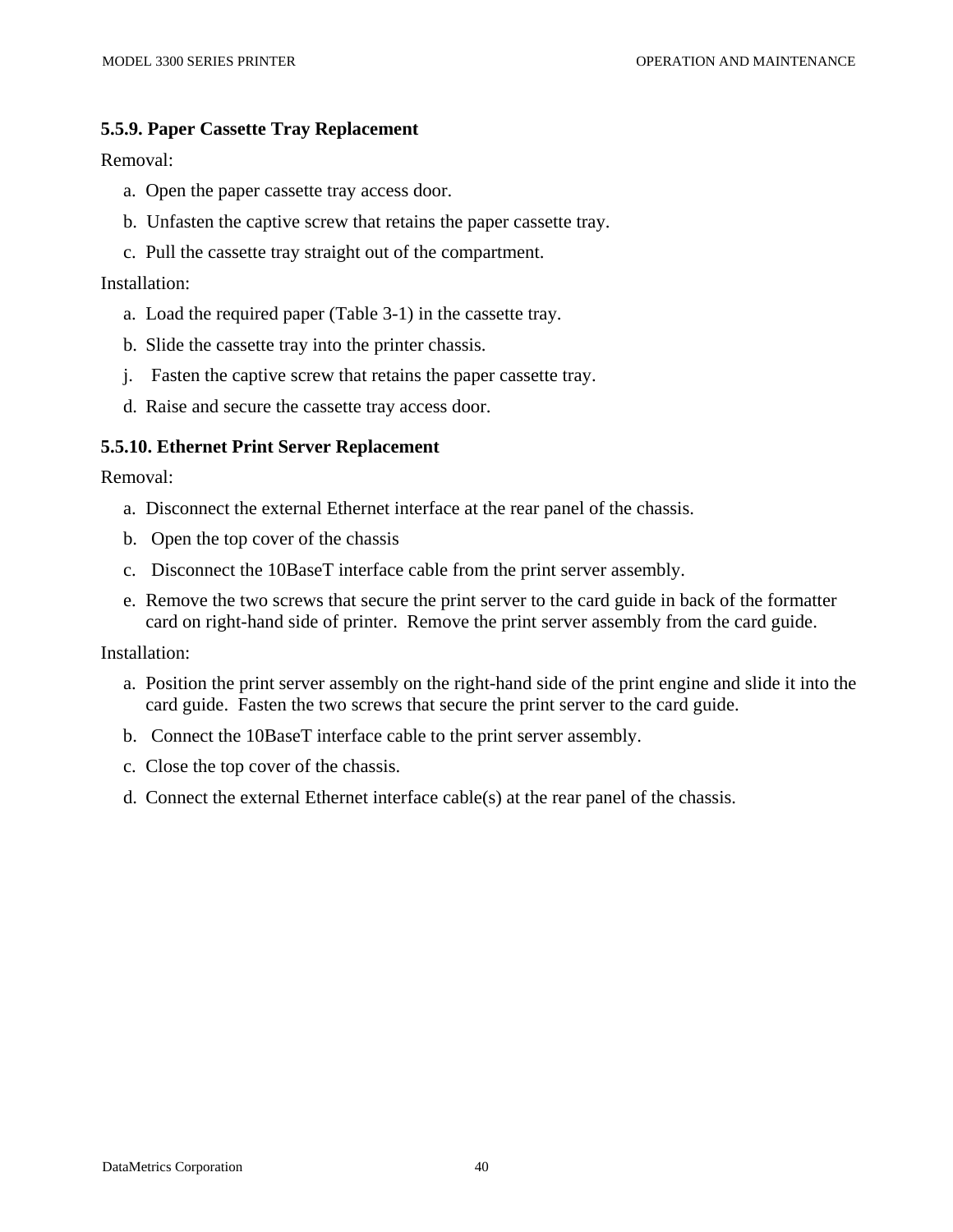### 5.5.9. Paper Cassette Tray Replacement

Removal:

a. Open the paper cassette tray access door.

b. Unfasten the captive screw that retains the paper cassette tray.

c. Pull the cassette tray straight out of the compartment.

Installation:

a. Load the required paper (Table 3-1) in the cassette tray.

b. Slide the cassette tray into the printer chassis.

j. Fasten the captive screw that retains the paper cassette tray.

d. Raise and secure the cassette tray access door.

### 5.5.10. Ethernet Print Server Replacement

Removal:

a. Disconnect the external Ethernet interface at the rear panel of the chassis.

b. Open the top cover of the chassis

c. Disconnect the 10BaseT interface cable from the print server assembly.

e. Remove the two screws that secure the print server to the card guide in back of the formatter card on right-hand side of printer. Remove the print server assembly from the card guide.

Installation:

a. Position the print server assembly on the right-hand side of the print engine and slide it into the card guide. Fasten the two screws that secure the print server to the card guide.

b. Connect the 10BaseT interface cable to the print server assembly.

c. Close the top cover of the chassis.

d. Connect the external Ethernet interface cable(s) at the rear panel of the chassis.